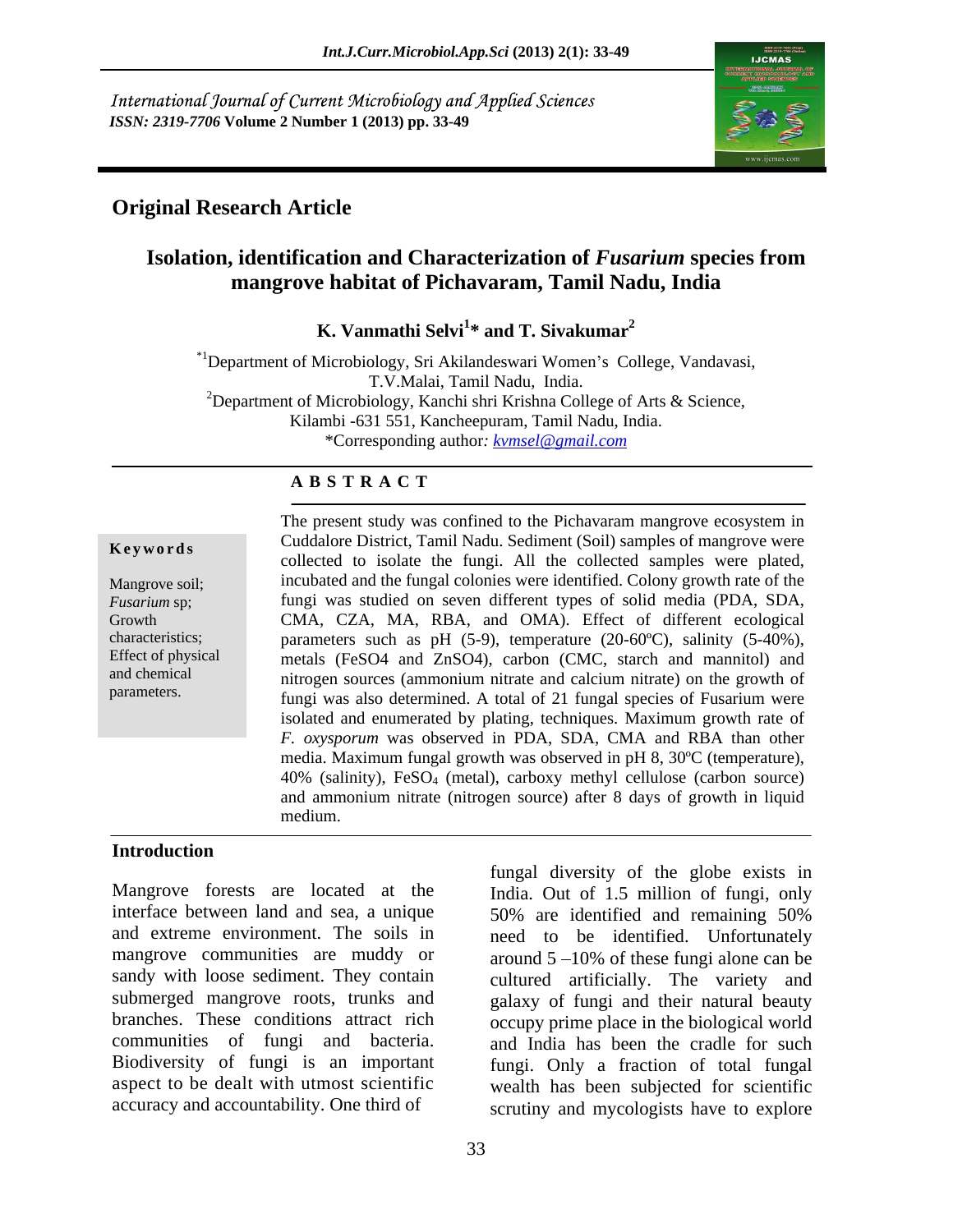International Journal of Current Microbiology and Applied Sciences
*ISSN: 2319-7706* **Volume 2 Number 1 (2013) pp. 33-49**

## Original Research Article

# Isolation, identification and Characterization of *Fusarium* species from mangrove habitat of Pichavaram, Tamil Nadu, India

**K. Vanmathi Selvi[1]* and T. Sivakumar[2]**

*[1]Department of Microbiology, Sri Akilandeswari Women's College, Vandavasi, T.V.Malai, Tamil Nadu, India.

[2]Department of Microbiology, Kanchi shri Krishna College of Arts & Science, Kilambi -631 551, Kancheepuram, Tamil Nadu, India.

*Corresponding author*:* kvmsel@gmail.com

**A B S T R A C T**

**Keywords**

Mangrove soil; *Fusarium* sp; Growth characteristics; Effect of physical and chemical parameters.

The present study was confined to the Pichavaram mangrove ecosystem in Cuddalore District, Tamil Nadu. Sediment (Soil) samples of mangrove were collected to isolate the fungi. All the collected samples were plated, incubated and the fungal colonies were identified. Colony growth rate of the fungi was studied on seven different types of solid media (PDA, SDA, CMA, CZA, MA, RBA, and OMA). Effect of different ecological parameters such as pH (5-9), temperature (20-60ºC), salinity (5-40%), metals (FeSO4 and ZnSO4), carbon (CMC, starch and mannitol) and nitrogen sources (ammonium nitrate and calcium nitrate) on the growth of fungi was also determined. A total of 21 fungal species of Fusarium were isolated and enumerated by plating, techniques. Maximum growth rate of *F. oxysporum* was observed in PDA, SDA, CMA and RBA than other media. Maximum fungal growth was observed in pH 8, 30ºC (temperature), 40% (salinity), $FeSO_4$ (metal), carboxy methyl cellulose (carbon source) and ammonium nitrate (nitrogen source) after 8 days of growth in liquid medium.

## Introduction

Mangrove forests are located at the interface between land and sea, a unique and extreme environment. The soils in mangrove communities are muddy or sandy with loose sediment. They contain submerged mangrove roots, trunks and branches. These conditions attract rich communities of fungi and bacteria. Biodiversity of fungi is an important aspect to be dealt with utmost scientific accuracy and accountability. One third of fungal diversity of the globe exists in India. Out of 1.5 million of fungi, only 50% are identified and remaining 50% need to be identified. Unfortunately around 5 –10% of these fungi alone can be cultured artificially. The variety and galaxy of fungi and their natural beauty occupy prime place in the biological world and India has been the cradle for such fungi. Only a fraction of total fungal wealth has been subjected for scientific scrutiny and mycologists have to explore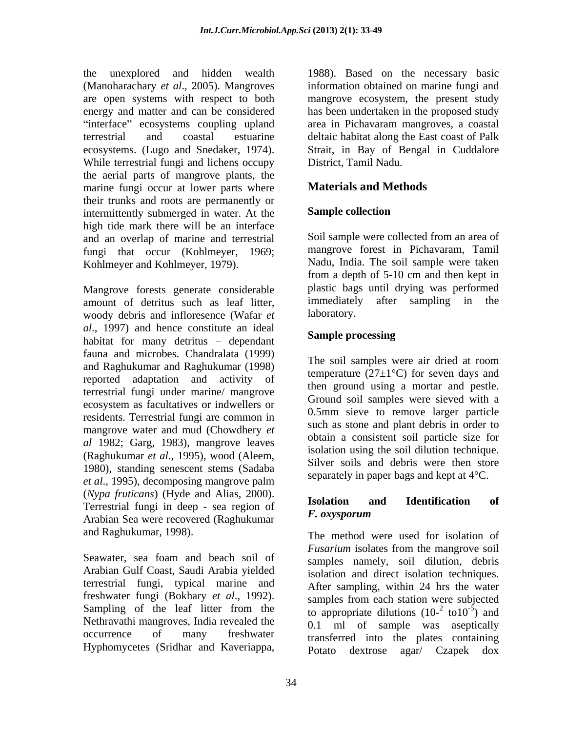the unexplored and hidden wealth (Manoharachary *et al*., 2005). Mangroves are open systems with respect to both energy and matter and can be considered "interface" ecosystems coupling upland terrestrial and coastal estuarine ecosystems. (Lugo and Snedaker, 1974). While terrestrial fungi and lichens occupy the aerial parts of mangrove plants, the marine fungi occur at lower parts where their trunks and roots are permanently or intermittently submerged in water. At the high tide mark there will be an interface and an overlap of marine and terrestrial fungi that occur (Kohlmeyer, 1969; Kohlmeyer and Kohlmeyer, 1979).

Mangrove forests generate considerable amount of detritus such as leaf litter, woody debris and infloresence (Wafar *et al*., 1997) and hence constitute an ideal habitat for many detritus – dependant fauna and microbes. Chandralata (1999) and Raghukumar and Raghukumar (1998) reported adaptation and activity of terrestrial fungi under marine/ mangrove ecosystem as facultatives or indwellers or residents. Terrestrial fungi are common in mangrove water and mud (Chowdhery *et al* 1982; Garg, 1983), mangrove leaves (Raghukumar *et al*., 1995), wood (Aleem, 1980), standing senescent stems (Sadaba *et al*., 1995), decomposing mangrove palm (*Nypa fruticans*) (Hyde and Alias, 2000). Terrestrial fungi in deep - sea region of Arabian Sea were recovered (Raghukumar and Raghukumar, 1998).

Seawater, sea foam and beach soil of Arabian Gulf Coast, Saudi Arabia yielded terrestrial fungi, typical marine and freshwater fungi (Bokhary *et al*., 1992). Sampling of the leaf litter from the Nethravathi mangroves, India revealed the occurrence of many freshwater Hyphomycetes (Sridhar and Kaveriappa, 1988). Based on the necessary basic information obtained on marine fungi and mangrove ecosystem, the present study has been undertaken in the proposed study area in Pichavaram mangroves, a coastal deltaic habitat along the East coast of Palk Strait, in Bay of Bengal in Cuddalore District, Tamil Nadu.

## Materials and Methods

### Sample collection

Soil sample were collected from an area of mangrove forest in Pichavaram, Tamil Nadu, India. The soil sample were taken from a depth of 5-10 cm and then kept in plastic bags until drying was performed immediately after sampling in the laboratory.

### Sample processing

The soil samples were air dried at room temperature (27±1°C) for seven days and then ground using a mortar and pestle. Ground soil samples were sieved with a 0.5mm sieve to remove larger particle such as stone and plant debris in order to obtain a consistent soil particle size for isolation using the soil dilution technique. Silver soils and debris were then store separately in paper bags and kept at 4°C.

### Isolation and Identification of *F. oxysporum*

The method were used for isolation of *Fusarium* isolates from the mangrove soil samples namely, soil dilution, debris isolation and direct isolation techniques. After sampling, within 24 hrs the water samples from each station were subjected to appropriate dilutions ($10^{-2}$ to $10^{-5}$) and 0.1 ml of sample was aseptically transferred into the plates containing Potato dextrose agar/ Czapek dox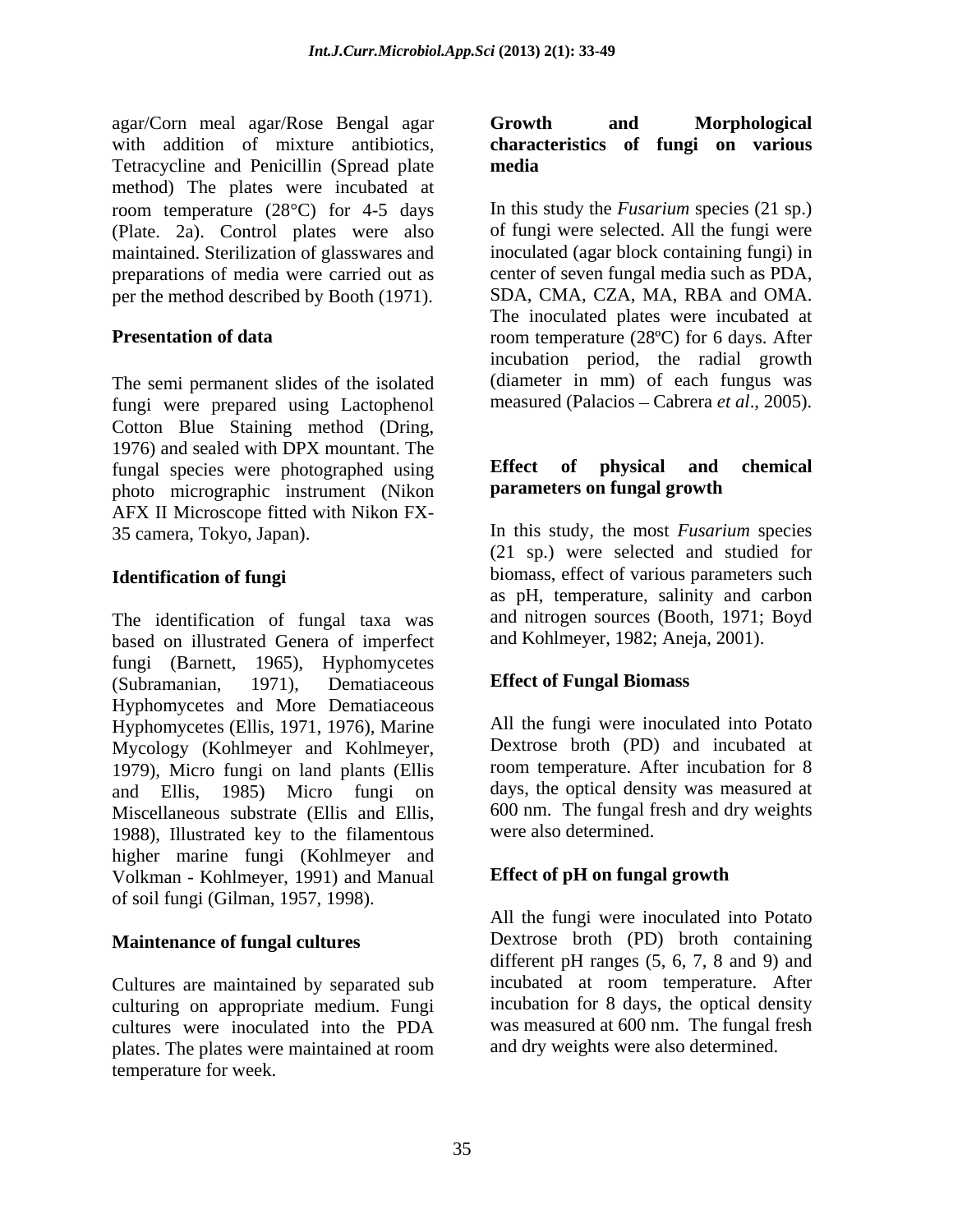agar/Corn meal agar/Rose Bengal agar with addition of mixture antibiotics, Tetracycline and Penicillin (Spread plate method) The plates were incubated at room temperature (28°C) for 4-5 days (Plate. 2a). Control plates were also maintained. Sterilization of glasswares and preparations of media were carried out as per the method described by Booth (1971).

**Presentation of data**

The semi permanent slides of the isolated fungi were prepared using Lactophenol Cotton Blue Staining method (Dring, 1976) and sealed with DPX mountant. The fungal species were photographed using photo micrographic instrument (Nikon AFX II Microscope fitted with Nikon FX-35 camera, Tokyo, Japan).

**Identification of fungi**

The identification of fungal taxa was based on illustrated Genera of imperfect fungi (Barnett, 1965), Hyphomycetes (Subramanian, 1971), Dematiaceous Hyphomycetes and More Dematiaceous Hyphomycetes (Ellis, 1971, 1976), Marine Mycology (Kohlmeyer and Kohlmeyer, 1979), Micro fungi on land plants (Ellis and Ellis, 1985) Micro fungi on Miscellaneous substrate (Ellis and Ellis, 1988), Illustrated key to the filamentous higher marine fungi (Kohlmeyer and Volkman - Kohlmeyer, 1991) and Manual of soil fungi (Gilman, 1957, 1998).

**Maintenance of fungal cultures**

Cultures are maintained by separated sub culturing on appropriate medium. Fungi cultures were inoculated into the PDA plates. The plates were maintained at room temperature for week.

**Growth and Morphological characteristics of fungi on various media**

In this study the *Fusarium* species (21 sp.) of fungi were selected. All the fungi were inoculated (agar block containing fungi) in center of seven fungal media such as PDA, SDA, CMA, CZA, MA, RBA and OMA. The inoculated plates were incubated at room temperature (28ºC) for 6 days. After incubation period, the radial growth (diameter in mm) of each fungus was measured (Palacios – Cabrera *et al*., 2005).

**Effect of physical and chemical parameters on fungal growth**

In this study, the most *Fusarium* species (21 sp.) were selected and studied for biomass, effect of various parameters such as pH, temperature, salinity and carbon and nitrogen sources (Booth, 1971; Boyd and Kohlmeyer, 1982; Aneja, 2001).

**Effect of Fungal Biomass**

All the fungi were inoculated into Potato Dextrose broth (PD) and incubated at room temperature. After incubation for 8 days, the optical density was measured at 600 nm. The fungal fresh and dry weights were also determined.

**Effect of pH on fungal growth**

All the fungi were inoculated into Potato Dextrose broth (PD) broth containing different pH ranges (5, 6, 7, 8 and 9) and incubated at room temperature. After incubation for 8 days, the optical density was measured at 600 nm. The fungal fresh and dry weights were also determined.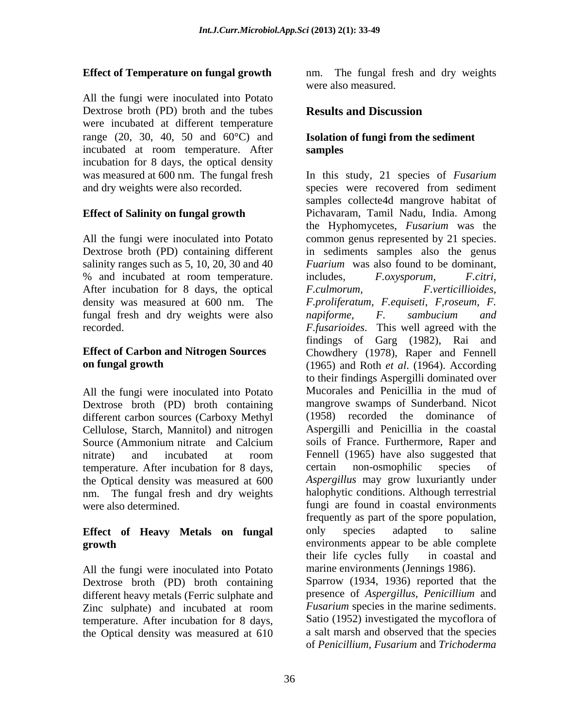**Effect of Temperature on fungal growth**

All the fungi were inoculated into Potato Dextrose broth (PD) broth and the tubes were incubated at different temperature range (20, 30, 40, 50 and 60°C) and incubated at room temperature. After incubation for 8 days, the optical density was measured at 600 nm. The fungal fresh and dry weights were also recorded.

**Effect of Salinity on fungal growth**

All the fungi were inoculated into Potato Dextrose broth (PD) containing different salinity ranges such as 5, 10, 20, 30 and 40 % and incubated at room temperature. After incubation for 8 days, the optical density was measured at 600 nm. The fungal fresh and dry weights were also recorded.

**Effect of Carbon and Nitrogen Sources on fungal growth**

All the fungi were inoculated into Potato Dextrose broth (PD) broth containing different carbon sources (Carboxy Methyl Cellulose, Starch, Mannitol) and nitrogen Source (Ammonium nitrate and Calcium nitrate) and incubated at room temperature. After incubation for 8 days, the Optical density was measured at 600 nm. The fungal fresh and dry weights were also determined.

**Effect of Heavy Metals on fungal growth**

All the fungi were inoculated into Potato Dextrose broth (PD) broth containing different heavy metals (Ferric sulphate and Zinc sulphate) and incubated at room temperature. After incubation for 8 days, the Optical density was measured at 610 nm. The fungal fresh and dry weights were also measured.

## Results and Discussion

### Isolation of fungi from the sediment samples

In this study, 21 species of *Fusarium* species were recovered from sediment samples collecte4d mangrove habitat of Pichavaram, Tamil Nadu, India. Among the Hyphomycetes, *Fusarium* was the common genus represented by 21 species. in sediments samples also the genus *Fuarium* was also found to be dominant, includes, *F.oxysporum*, *F.citri*, *F.culmorum*, *F.verticillioides*, *F.proliferatum*, *F.equiseti*, *F,roseum*, *F. napiforme*, *F. sambucium and F.fusarioides*. This well agreed with the findings of Garg (1982), Rai and Chowdhery (1978), Raper and Fennell (1965) and Roth *et al*. (1964). According to their findings Aspergilli dominated over Mucorales and Penicillia in the mud of mangrove swamps of Sunderband. Nicot (1958) recorded the dominance of Aspergilli and Penicillia in the coastal soils of France. Furthermore, Raper and Fennell (1965) have also suggested that certain non-osmophilic species of *Aspergillus* may grow luxuriantly under halophytic conditions. Although terrestrial fungi are found in coastal environments frequently as part of the spore population, only species adapted to saline environments appear to be able complete their life cycles fully in coastal and marine environments (Jennings 1986).

Sparrow (1934, 1936) reported that the presence of *Aspergillus*, *Penicillium* and *Fusarium* species in the marine sediments. Satio (1952) investigated the mycoflora of a salt marsh and observed that the species of *Penicillium, Fusarium* and *Trichoderma*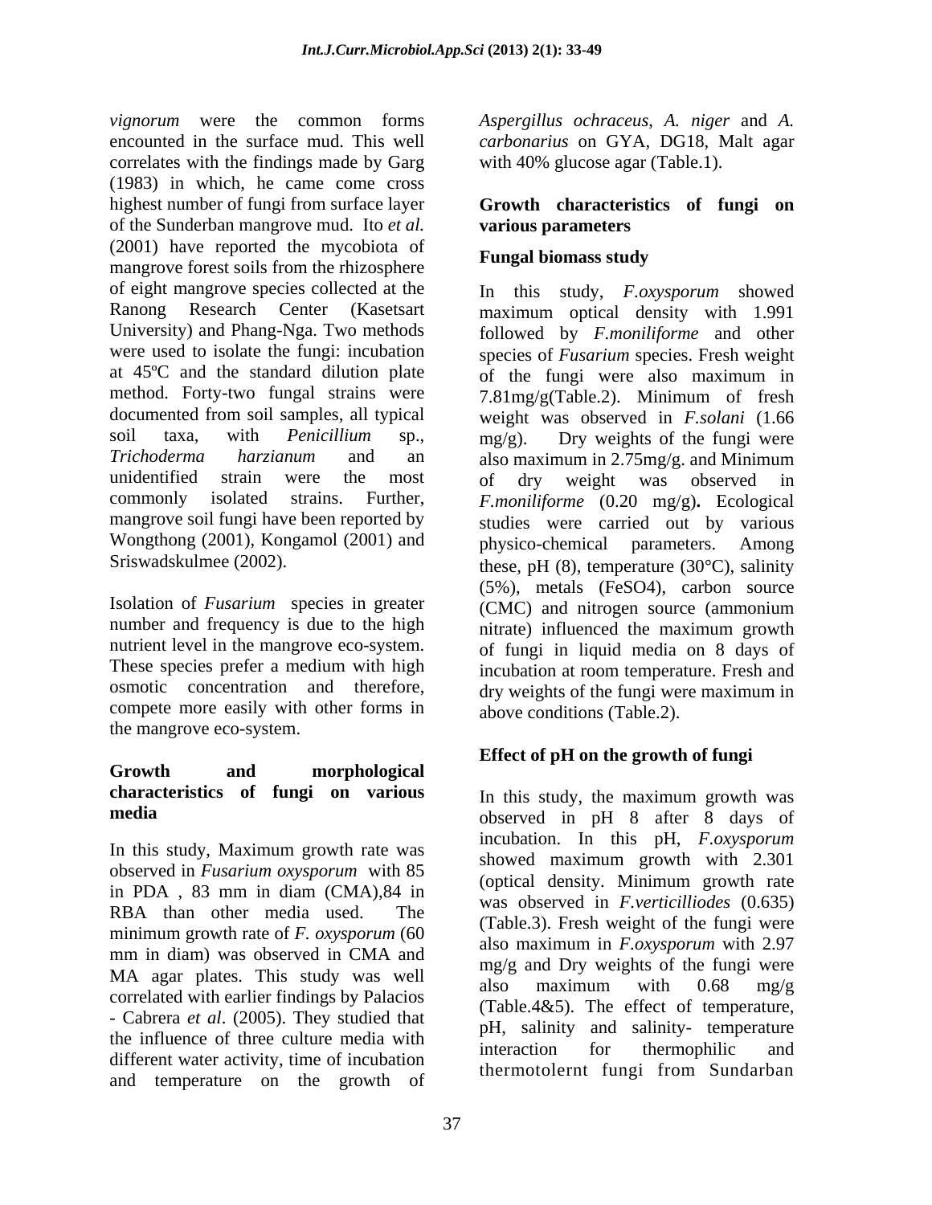*vignorum* were the common forms encounted in the surface mud. This well correlates with the findings made by Garg (1983) in which, he came come cross highest number of fungi from surface layer of the Sunderban mangrove mud. Ito *et al.* (2001) have reported the mycobiota of mangrove forest soils from the rhizosphere of eight mangrove species collected at the Ranong Research Center (Kasetsart University) and Phang-Nga. Two methods were used to isolate the fungi: incubation at 45ºC and the standard dilution plate method. Forty-two fungal strains were documented from soil samples, all typical soil taxa, with *Penicillium* sp., *Trichoderma harzianum* and an unidentified strain were the most commonly isolated strains. Further, mangrove soil fungi have been reported by Wongthong (2001), Kongamol (2001) and Sriswadskulmee (2002).

Isolation of *Fusarium* species in greater number and frequency is due to the high nutrient level in the mangrove eco-system. These species prefer a medium with high osmotic concentration and therefore, compete more easily with other forms in the mangrove eco-system.

### Growth and morphological characteristics of fungi on various media

In this study, Maximum growth rate was observed in *Fusarium oxysporum* with 85 in PDA , 83 mm in diam (CMA),84 in RBA than other media used. The minimum growth rate of *F. oxysporum* (60 mm in diam) was observed in CMA and MA agar plates. This study was well correlated with earlier findings by Palacios - Cabrera *et al*. (2005). They studied that the influence of three culture media with different water activity, time of incubation and temperature on the growth of *Aspergillus ochraceus*, *A. niger* and *A. carbonarius* on GYA, DG18, Malt agar with 40% glucose agar (Table.1).

### Growth characteristics of fungi on various parameters

#### Fungal biomass study

In this study, *F.oxysporum* showed maximum optical density with 1.991 followed by *F.moniliforme* and other species of *Fusarium* species. Fresh weight of the fungi were also maximum in 7.81mg/g(Table.2). Minimum of fresh weight was observed in *F.solani* (1.66 mg/g). Dry weights of the fungi were also maximum in 2.75mg/g. and Minimum of dry weight was observed in *F.moniliforme* (0.20 mg/g)**.** Ecological studies were carried out by various physico-chemical parameters. Among these, pH (8), temperature (30°C), salinity (5%), metals ($FeSO_4$), carbon source (CMC) and nitrogen source (ammonium nitrate) influenced the maximum growth of fungi in liquid media on 8 days of incubation at room temperature. Fresh and dry weights of the fungi were maximum in above conditions (Table.2).

#### Effect of pH on the growth of fungi

In this study, the maximum growth was observed in pH 8 after 8 days of incubation. In this pH, *F.oxysporum* showed maximum growth with 2.301 (optical density. Minimum growth rate was observed in *F.verticilliodes* (0.635) (Table.3). Fresh weight of the fungi were also maximum in *F.oxysporum* with 2.97 mg/g and Dry weights of the fungi were also maximum with 0.68 mg/g (Table.4&5). The effect of temperature, pH, salinity and salinity- temperature interaction for thermophilic and thermotolernt fungi from Sundarban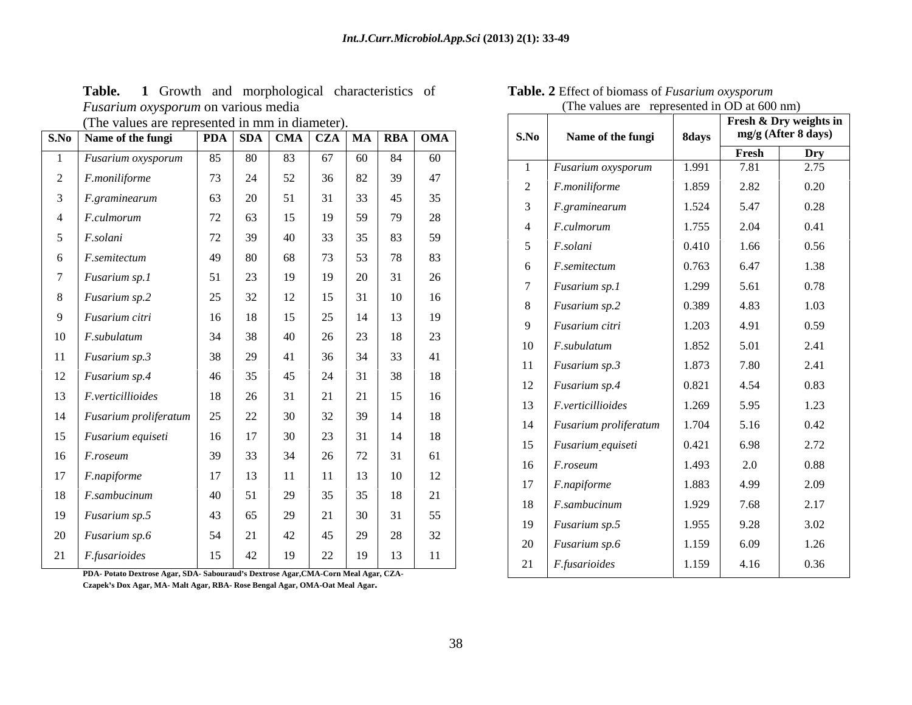**Table. 1** Growth and morphological characteristics of *Fusarium oxysporum* on various media

(The values are represented in mm in diameter).

| S.No | Name of the fungi | PDA | SDA | CMA | CZA | MA | RBA | OMA |
|---|---|---|---|---|---|---|---|---|
| 1 | *Fusarium oxysporum* | 85 | 80 | 83 | 67 | 60 | 84 | 60 |
| 2 | *F.moniliforme* | 73 | 24 | 52 | 36 | 82 | 39 | 47 |
| 3 | *F.graminearum* | 63 | 20 | 51 | 31 | 33 | 45 | 35 |
| 4 | *F.culmorum* | 72 | 63 | 15 | 19 | 59 | 79 | 28 |
| 5 | *F.solani* | 72 | 39 | 40 | 33 | 35 | 83 | 59 |
| 6 | *F.semitectum* | 49 | 80 | 68 | 73 | 53 | 78 | 83 |
| 7 | *Fusarium sp.1* | 51 | 23 | 19 | 19 | 20 | 31 | 26 |
| 8 | *Fusarium sp.2* | 25 | 32 | 12 | 15 | 31 | 10 | 16 |
| 9 | *Fusarium citri* | 16 | 18 | 15 | 25 | 14 | 13 | 19 |
| 10 | *F.subulatum* | 34 | 38 | 40 | 26 | 23 | 18 | 23 |
| 11 | *Fusarium sp.3* | 38 | 29 | 41 | 36 | 34 | 33 | 41 |
| 12 | *Fusarium sp.4* | 46 | 35 | 45 | 24 | 31 | 38 | 18 |
| 13 | *F.verticillioides* | 18 | 26 | 31 | 21 | 21 | 15 | 16 |
| 14 | *Fusarium proliferatum* | 25 | 22 | 30 | 32 | 39 | 14 | 18 |
| 15 | *Fusarium equiseti* | 16 | 17 | 30 | 23 | 31 | 14 | 18 |
| 16 | *F.roseum* | 39 | 33 | 34 | 26 | 72 | 31 | 61 |
| 17 | *F.napiforme* | 17 | 13 | 11 | 11 | 13 | 10 | 12 |
| 18 | *F.sambucinum* | 40 | 51 | 29 | 35 | 35 | 18 | 21 |
| 19 | *Fusarium sp.5* | 43 | 65 | 29 | 21 | 30 | 31 | 55 |
| 20 | *Fusarium sp.6* | 54 | 21 | 42 | 45 | 29 | 28 | 32 |
| 21 | *F.fusarioides* | 15 | 42 | 19 | 22 | 19 | 13 | 11 |

**PDA- Potato Dextrose Agar, SDA- Sabouraud's Dextrose Agar,CMA-Corn Meal Agar, CZA-Czapek's Dox Agar, MA- Malt Agar, RBA- Rose Bengal Agar, OMA-Oat Meal Agar.**

**Table. 2** Effect of biomass of *Fusarium oxysporum*

(The values are represented in OD at 600 nm)

| S.No | Name of the fungi | 8days | Fresh & Dry weights in mg/g (After 8 days) | |
|---|---|---|---|---|
| | | | Fresh | Dry |
| 1 | *Fusarium oxysporum* | 1.991 | 7.81 | 2.75 |
| 2 | *F.moniliforme* | 1.859 | 2.82 | 0.20 |
| 3 | *F.graminearum* | 1.524 | 5.47 | 0.28 |
| 4 | *F.culmorum* | 1.755 | 2.04 | 0.41 |
| 5 | *F.solani* | 0.410 | 1.66 | 0.56 |
| 6 | *F.semitectum* | 0.763 | 6.47 | 1.38 |
| 7 | *Fusarium sp.1* | 1.299 | 5.61 | 0.78 |
| 8 | *Fusarium sp.2* | 0.389 | 4.83 | 1.03 |
| 9 | *Fusarium citri* | 1.203 | 4.91 | 0.59 |
| 10 | *F.subulatum* | 1.852 | 5.01 | 2.41 |
| 11 | *Fusarium sp.3* | 1.873 | 7.80 | 2.41 |
| 12 | *Fusarium sp.4* | 0.821 | 4.54 | 0.83 |
| 13 | *F.verticillioides* | 1.269 | 5.95 | 1.23 |
| 14 | *Fusarium proliferatum* | 1.704 | 5.16 | 0.42 |
| 15 | *Fusarium equiseti* | 0.421 | 6.98 | 2.72 |
| 16 | *F.roseum* | 1.493 | 2.0 | 0.88 |
| 17 | *F.napiforme* | 1.883 | 4.99 | 2.09 |
| 18 | *F.sambucinum* | 1.929 | 7.68 | 2.17 |
| 19 | *Fusarium sp.5* | 1.955 | 9.28 | 3.02 |
| 20 | *Fusarium sp.6* | 1.159 | 6.09 | 1.26 |
| 21 | *F.fusarioides* | 1.159 | 4.16 | 0.36 |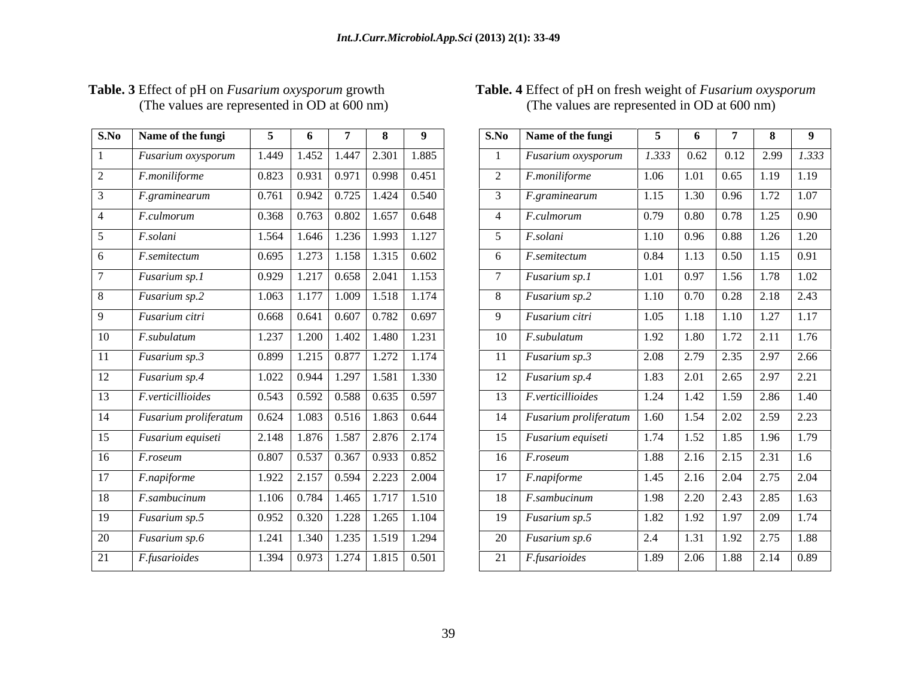**Table. 3** Effect of pH on *Fusarium oxysporum* growth
(The values are represented in OD at 600 nm)

| S.No | Name of the fungi | 5 | 6 | 7 | 8 | 9 |
|---|---|---|---|---|---|---|
| 1 | *Fusarium oxysporum* | 1.449 | 1.452 | 1.447 | 2.301 | 1.885 |
| 2 | *F.moniliforme* | 0.823 | 0.931 | 0.971 | 0.998 | 0.451 |
| 3 | *F.graminearum* | 0.761 | 0.942 | 0.725 | 1.424 | 0.540 |
| 4 | *F.culmorum* | 0.368 | 0.763 | 0.802 | 1.657 | 0.648 |
| 5 | *F.solani* | 1.564 | 1.646 | 1.236 | 1.993 | 1.127 |
| 6 | *F.semitectum* | 0.695 | 1.273 | 1.158 | 1.315 | 0.602 |
| 7 | *Fusarium sp.1* | 0.929 | 1.217 | 0.658 | 2.041 | 1.153 |
| 8 | *Fusarium sp.2* | 1.063 | 1.177 | 1.009 | 1.518 | 1.174 |
| 9 | *Fusarium citri* | 0.668 | 0.641 | 0.607 | 0.782 | 0.697 |
| 10 | *F.subulatum* | 1.237 | 1.200 | 1.402 | 1.480 | 1.231 |
| 11 | *Fusarium sp.3* | 0.899 | 1.215 | 0.877 | 1.272 | 1.174 |
| 12 | *Fusarium sp.4* | 1.022 | 0.944 | 1.297 | 1.581 | 1.330 |
| 13 | *F.verticillioides* | 0.543 | 0.592 | 0.588 | 0.635 | 0.597 |
| 14 | *Fusarium proliferatum* | 0.624 | 1.083 | 0.516 | 1.863 | 0.644 |
| 15 | *Fusarium equiseti* | 2.148 | 1.876 | 1.587 | 2.876 | 2.174 |
| 16 | *F.roseum* | 0.807 | 0.537 | 0.367 | 0.933 | 0.852 |
| 17 | *F.napiforme* | 1.922 | 2.157 | 0.594 | 2.223 | 2.004 |
| 18 | *F.sambucinum* | 1.106 | 0.784 | 1.465 | 1.717 | 1.510 |
| 19 | *Fusarium sp.5* | 0.952 | 0.320 | 1.228 | 1.265 | 1.104 |
| 20 | *Fusarium sp.6* | 1.241 | 1.340 | 1.235 | 1.519 | 1.294 |
| 21 | *F.fusarioides* | 1.394 | 0.973 | 1.274 | 1.815 | 0.501 |

**Table. 4** Effect of pH on fresh weight of *Fusarium oxysporum*
(The values are represented in OD at 600 nm)

| S.No | Name of the fungi | 5 | 6 | 7 | 8 | 9 |
|---|---|---|---|---|---|---|
| 1 | *Fusarium oxysporum* | *1.333* | 0.62 | 0.12 | 2.99 | *1.333* |
| 2 | *F.moniliforme* | 1.06 | 1.01 | 0.65 | 1.19 | 1.19 |
| 3 | *F.graminearum* | 1.15 | 1.30 | 0.96 | 1.72 | 1.07 |
| 4 | *F.culmorum* | 0.79 | 0.80 | 0.78 | 1.25 | 0.90 |
| 5 | *F.solani* | 1.10 | 0.96 | 0.88 | 1.26 | 1.20 |
| 6 | *F.semitectum* | 0.84 | 1.13 | 0.50 | 1.15 | 0.91 |
| 7 | *Fusarium sp.1* | 1.01 | 0.97 | 1.56 | 1.78 | 1.02 |
| 8 | *Fusarium sp.2* | 1.10 | 0.70 | 0.28 | 2.18 | 2.43 |
| 9 | *Fusarium citri* | 1.05 | 1.18 | 1.10 | 1.27 | 1.17 |
| 10 | *F.subulatum* | 1.92 | 1.80 | 1.72 | 2.11 | 1.76 |
| 11 | *Fusarium sp.3* | 2.08 | 2.79 | 2.35 | 2.97 | 2.66 |
| 12 | *Fusarium sp.4* | 1.83 | 2.01 | 2.65 | 2.97 | 2.21 |
| 13 | *F.verticillioides* | 1.24 | 1.42 | 1.59 | 2.86 | 1.40 |
| 14 | *Fusarium proliferatum* | 1.60 | 1.54 | 2.02 | 2.59 | 2.23 |
| 15 | *Fusarium equiseti* | 1.74 | 1.52 | 1.85 | 1.96 | 1.79 |
| 16 | *F.roseum* | 1.88 | 2.16 | 2.15 | 2.31 | 1.6 |
| 17 | *F.napiforme* | 1.45 | 2.16 | 2.04 | 2.75 | 2.04 |
| 18 | *F.sambucinum* | 1.98 | 2.20 | 2.43 | 2.85 | 1.63 |
| 19 | *Fusarium sp.5* | 1.82 | 1.92 | 1.97 | 2.09 | 1.74 |
| 20 | *Fusarium sp.6* | 2.4 | 1.31 | 1.92 | 2.75 | 1.88 |
| 21 | *F.fusarioides* | 1.89 | 2.06 | 1.88 | 2.14 | 0.89 |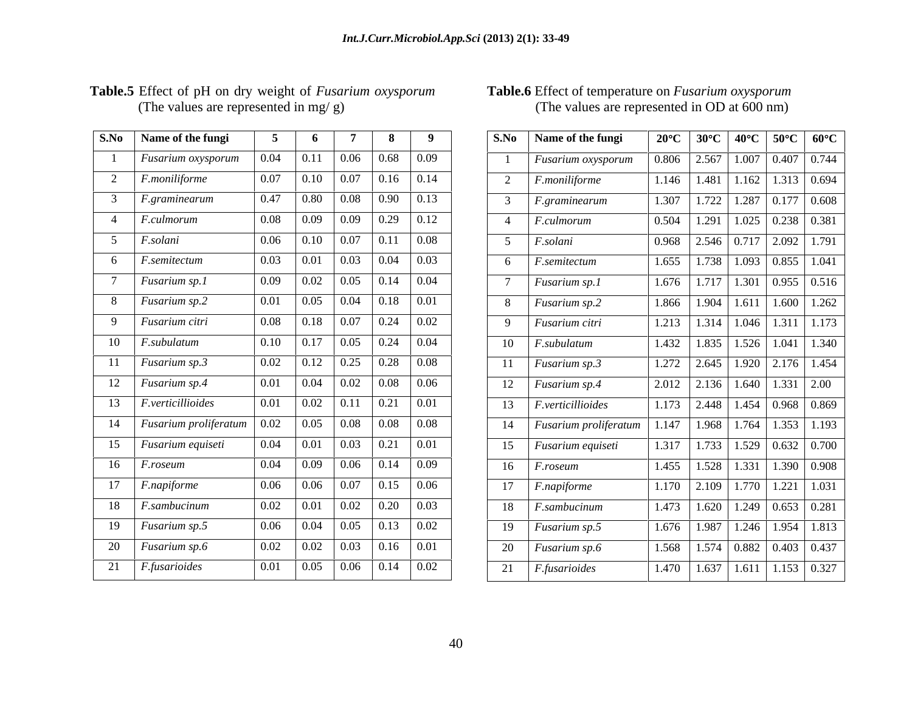**Table.5** Effect of pH on dry weight of *Fusarium oxysporum* (The values are represented in mg/ g)

| S.No | Name of the fungi | 5 | 6 | 7 | 8 | 9 |
|---|---|---|---|---|---|---|
| 1 | *Fusarium oxysporum* | 0.04 | 0.11 | 0.06 | 0.68 | 0.09 |
| 2 | *F.moniliforme* | 0.07 | 0.10 | 0.07 | 0.16 | 0.14 |
| 3 | *F.graminearum* | 0.47 | 0.80 | 0.08 | 0.90 | 0.13 |
| 4 | *F.culmorum* | 0.08 | 0.09 | 0.09 | 0.29 | 0.12 |
| 5 | *F.solani* | 0.06 | 0.10 | 0.07 | 0.11 | 0.08 |
| 6 | *F.semitectum* | 0.03 | 0.01 | 0.03 | 0.04 | 0.03 |
| 7 | *Fusarium sp.1* | 0.09 | 0.02 | 0.05 | 0.14 | 0.04 |
| 8 | *Fusarium sp.2* | 0.01 | 0.05 | 0.04 | 0.18 | 0.01 |
| 9 | *Fusarium citri* | 0.08 | 0.18 | 0.07 | 0.24 | 0.02 |
| 10 | *F.subulatum* | 0.10 | 0.17 | 0.05 | 0.24 | 0.04 |
| 11 | *Fusarium sp.3* | 0.02 | 0.12 | 0.25 | 0.28 | 0.08 |
| 12 | *Fusarium sp.4* | 0.01 | 0.04 | 0.02 | 0.08 | 0.06 |
| 13 | *F.verticillioides* | 0.01 | 0.02 | 0.11 | 0.21 | 0.01 |
| 14 | *Fusarium proliferatum* | 0.02 | 0.05 | 0.08 | 0.08 | 0.08 |
| 15 | *Fusarium equiseti* | 0.04 | 0.01 | 0.03 | 0.21 | 0.01 |
| 16 | *F.roseum* | 0.04 | 0.09 | 0.06 | 0.14 | 0.09 |
| 17 | *F.napiforme* | 0.06 | 0.06 | 0.07 | 0.15 | 0.06 |
| 18 | *F.sambucinum* | 0.02 | 0.01 | 0.02 | 0.20 | 0.03 |
| 19 | *Fusarium sp.5* | 0.06 | 0.04 | 0.05 | 0.13 | 0.02 |
| 20 | *Fusarium sp.6* | 0.02 | 0.02 | 0.03 | 0.16 | 0.01 |
| 21 | *F.fusarioides* | 0.01 | 0.05 | 0.06 | 0.14 | 0.02 |

**Table.6** Effect of temperature on *Fusarium oxysporum* (The values are represented in OD at 600 nm)

| S.No | Name of the fungi | 20°C | 30°C | 40°C | 50°C | 60°C |
|---|---|---|---|---|---|---|
| 1 | *Fusarium oxysporum* | 0.806 | 2.567 | 1.007 | 0.407 | 0.744 |
| 2 | *F.moniliforme* | 1.146 | 1.481 | 1.162 | 1.313 | 0.694 |
| 3 | *F.graminearum* | 1.307 | 1.722 | 1.287 | 0.177 | 0.608 |
| 4 | *F.culmorum* | 0.504 | 1.291 | 1.025 | 0.238 | 0.381 |
| 5 | *F.solani* | 0.968 | 2.546 | 0.717 | 2.092 | 1.791 |
| 6 | *F.semitectum* | 1.655 | 1.738 | 1.093 | 0.855 | 1.041 |
| 7 | *Fusarium sp.1* | 1.676 | 1.717 | 1.301 | 0.955 | 0.516 |
| 8 | *Fusarium sp.2* | 1.866 | 1.904 | 1.611 | 1.600 | 1.262 |
| 9 | *Fusarium citri* | 1.213 | 1.314 | 1.046 | 1.311 | 1.173 |
| 10 | *F.subulatum* | 1.432 | 1.835 | 1.526 | 1.041 | 1.340 |
| 11 | *Fusarium sp.3* | 1.272 | 2.645 | 1.920 | 2.176 | 1.454 |
| 12 | *Fusarium sp.4* | 2.012 | 2.136 | 1.640 | 1.331 | 2.00 |
| 13 | *F.verticillioides* | 1.173 | 2.448 | 1.454 | 0.968 | 0.869 |
| 14 | *Fusarium proliferatum* | 1.147 | 1.968 | 1.764 | 1.353 | 1.193 |
| 15 | *Fusarium equiseti* | 1.317 | 1.733 | 1.529 | 0.632 | 0.700 |
| 16 | *F.roseum* | 1.455 | 1.528 | 1.331 | 1.390 | 0.908 |
| 17 | *F.napiforme* | 1.170 | 2.109 | 1.770 | 1.221 | 1.031 |
| 18 | *F.sambucinum* | 1.473 | 1.620 | 1.249 | 0.653 | 0.281 |
| 19 | *Fusarium sp.5* | 1.676 | 1.987 | 1.246 | 1.954 | 1.813 |
| 20 | *Fusarium sp.6* | 1.568 | 1.574 | 0.882 | 0.403 | 0.437 |
| 21 | *F.fusarioides* | 1.470 | 1.637 | 1.611 | 1.153 | 0.327 |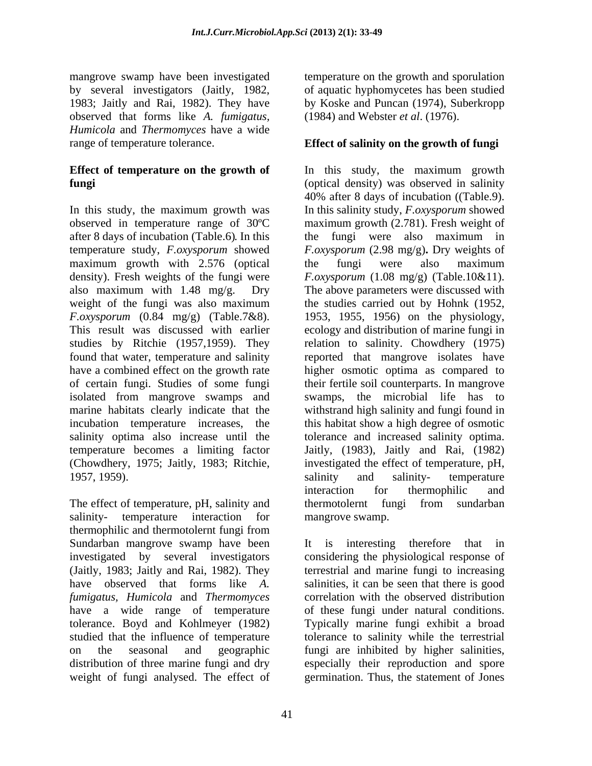mangrove swamp have been investigated by several investigators (Jaitly, 1982, 1983; Jaitly and Rai, 1982). They have observed that forms like *A. fumigatus, Humicola* and *Thermomyces* have a wide range of temperature tolerance.

## Effect of temperature on the growth of fungi

In this study, the maximum growth was observed in temperature range of 30ºC after 8 days of incubation (Table.6). In this temperature study, *F.oxysporum* showed maximum growth with 2.576 (optical density). Fresh weights of the fungi were also maximum with 1.48 mg/g. Dry weight of the fungi was also maximum *F.oxysporum* (0.84 mg/g) (Table.7&8). This result was discussed with earlier studies by Ritchie (1957,1959). They found that water, temperature and salinity have a combined effect on the growth rate of certain fungi. Studies of some fungi isolated from mangrove swamps and marine habitats clearly indicate that the incubation temperature increases, the salinity optima also increase until the temperature becomes a limiting factor (Chowdhery, 1975; Jaitly, 1983; Ritchie, 1957, 1959).

The effect of temperature, pH, salinity and salinity- temperature interaction for thermophilic and thermotolernt fungi from Sundarban mangrove swamp have been investigated by several investigators (Jaitly, 1983; Jaitly and Rai, 1982). They have observed that forms like *A. fumigatus, Humicola* and *Thermomyces* have a wide range of temperature tolerance. Boyd and Kohlmeyer (1982) studied that the influence of temperature on the seasonal and geographic distribution of three marine fungi and dry weight of fungi analysed. The effect of temperature on the growth and sporulation of aquatic hyphomycetes has been studied by Koske and Puncan (1974), Suberkropp (1984) and Webster *et al*. (1976).

## Effect of salinity on the growth of fungi

In this study, the maximum growth (optical density) was observed in salinity 40% after 8 days of incubation ((Table.9). In this salinity study, *F.oxysporum* showed maximum growth (2.781). Fresh weight of the fungi were also maximum in *F.oxysporum* (2.98 mg/g)**.** Dry weights of the fungi were also maximum *F.oxysporum* (1.08 mg/g) (Table.10&11). The above parameters were discussed with the studies carried out by Hohnk (1952, 1953, 1955, 1956) on the physiology, ecology and distribution of marine fungi in relation to salinity. Chowdhery (1975) reported that mangrove isolates have higher osmotic optima as compared to their fertile soil counterparts. In mangrove swamps, the microbial life has to withstrand high salinity and fungi found in this habitat show a high degree of osmotic tolerance and increased salinity optima. Jaitly, (1983), Jaitly and Rai, (1982) investigated the effect of temperature, pH, salinity and salinity- temperature interaction for thermophilic and thermotolernt fungi from sundarban mangrove swamp.

It is interesting therefore that in considering the physiological response of terrestrial and marine fungi to increasing salinities, it can be seen that there is good correlation with the observed distribution of these fungi under natural conditions. Typically marine fungi exhibit a broad tolerance to salinity while the terrestrial fungi are inhibited by higher salinities, especially their reproduction and spore germination. Thus, the statement of Jones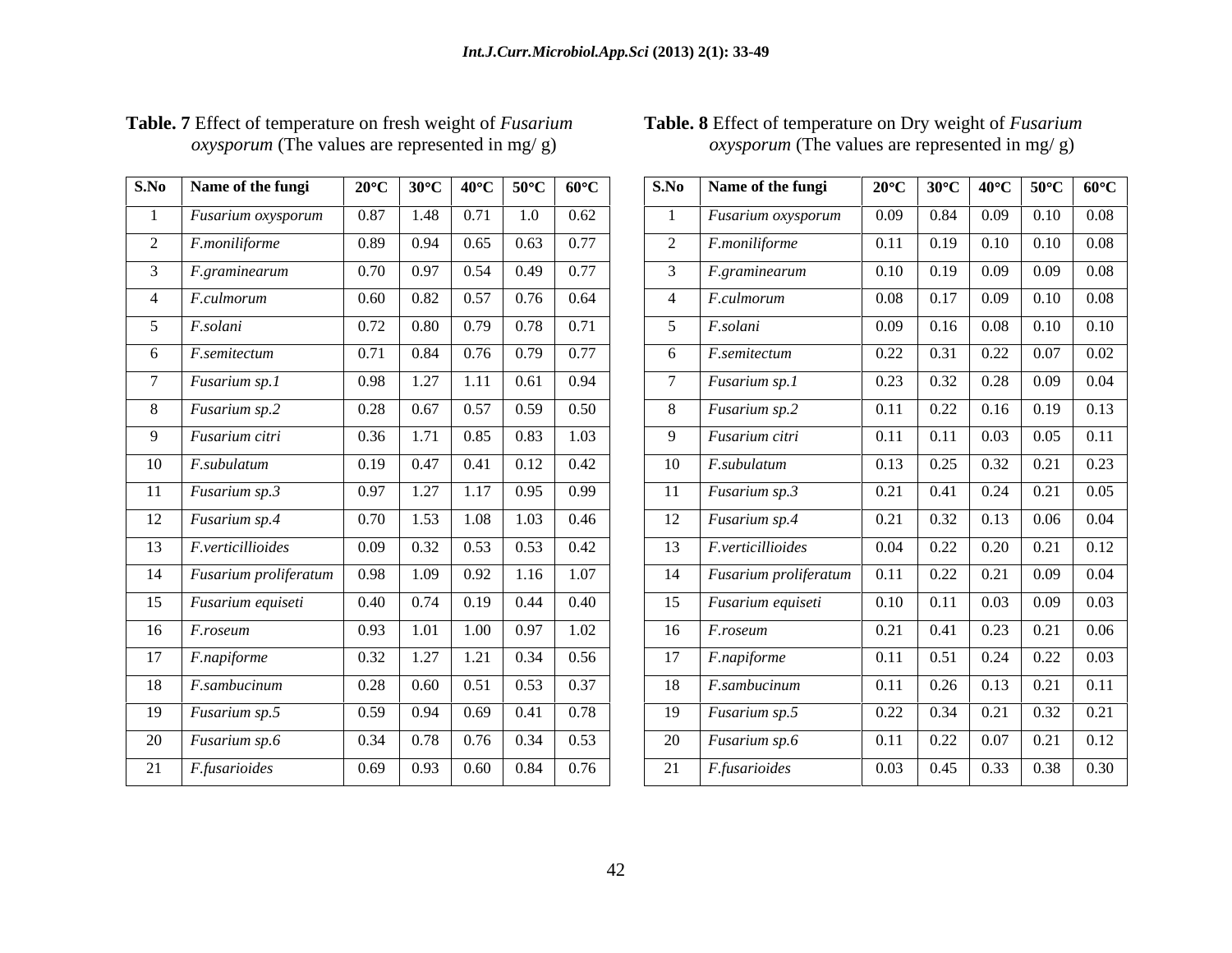**Table. 7** Effect of temperature on fresh weight of *Fusarium oxysporum* (The values are represented in mg/ g)

| S.No | Name of the fungi | 20°C | 30°C | 40°C | 50°C | 60°C |
|---|---|---|---|---|---|---|
| 1 | *Fusarium oxysporum* | 0.87 | 1.48 | 0.71 | 1.0 | 0.62 |
| 2 | *F.moniliforme* | 0.89 | 0.94 | 0.65 | 0.63 | 0.77 |
| 3 | *F.graminearum* | 0.70 | 0.97 | 0.54 | 0.49 | 0.77 |
| 4 | *F.culmorum* | 0.60 | 0.82 | 0.57 | 0.76 | 0.64 |
| 5 | *F.solani* | 0.72 | 0.80 | 0.79 | 0.78 | 0.71 |
| 6 | *F.semitectum* | 0.71 | 0.84 | 0.76 | 0.79 | 0.77 |
| 7 | *Fusarium sp.1* | 0.98 | 1.27 | 1.11 | 0.61 | 0.94 |
| 8 | *Fusarium sp.2* | 0.28 | 0.67 | 0.57 | 0.59 | 0.50 |
| 9 | *Fusarium citri* | 0.36 | 1.71 | 0.85 | 0.83 | 1.03 |
| 10 | *F.subulatum* | 0.19 | 0.47 | 0.41 | 0.12 | 0.42 |
| 11 | *Fusarium sp.3* | 0.97 | 1.27 | 1.17 | 0.95 | 0.99 |
| 12 | *Fusarium sp.4* | 0.70 | 1.53 | 1.08 | 1.03 | 0.46 |
| 13 | *F.verticillioides* | 0.09 | 0.32 | 0.53 | 0.53 | 0.42 |
| 14 | *Fusarium proliferatum* | 0.98 | 1.09 | 0.92 | 1.16 | 1.07 |
| 15 | *Fusarium equiseti* | 0.40 | 0.74 | 0.19 | 0.44 | 0.40 |
| 16 | *F.roseum* | 0.93 | 1.01 | 1.00 | 0.97 | 1.02 |
| 17 | *F.napiforme* | 0.32 | 1.27 | 1.21 | 0.34 | 0.56 |
| 18 | *F.sambucinum* | 0.28 | 0.60 | 0.51 | 0.53 | 0.37 |
| 19 | *Fusarium sp.5* | 0.59 | 0.94 | 0.69 | 0.41 | 0.78 |
| 20 | *Fusarium sp.6* | 0.34 | 0.78 | 0.76 | 0.34 | 0.53 |
| 21 | *F.fusarioides* | 0.69 | 0.93 | 0.60 | 0.84 | 0.76 |

**Table. 8** Effect of temperature on Dry weight of *Fusarium oxysporum* (The values are represented in mg/ g)

| S.No | Name of the fungi | 20°C | 30°C | 40°C | 50°C | 60°C |
|---|---|---|---|---|---|---|
| 1 | *Fusarium oxysporum* | 0.09 | 0.84 | 0.09 | 0.10 | 0.08 |
| 2 | *F.moniliforme* | 0.11 | 0.19 | 0.10 | 0.10 | 0.08 |
| 3 | *F.graminearum* | 0.10 | 0.19 | 0.09 | 0.09 | 0.08 |
| 4 | *F.culmorum* | 0.08 | 0.17 | 0.09 | 0.10 | 0.08 |
| 5 | *F.solani* | 0.09 | 0.16 | 0.08 | 0.10 | 0.10 |
| 6 | *F.semitectum* | 0.22 | 0.31 | 0.22 | 0.07 | 0.02 |
| 7 | *Fusarium sp.1* | 0.23 | 0.32 | 0.28 | 0.09 | 0.04 |
| 8 | *Fusarium sp.2* | 0.11 | 0.22 | 0.16 | 0.19 | 0.13 |
| 9 | *Fusarium citri* | 0.11 | 0.11 | 0.03 | 0.05 | 0.11 |
| 10 | *F.subulatum* | 0.13 | 0.25 | 0.32 | 0.21 | 0.23 |
| 11 | *Fusarium sp.3* | 0.21 | 0.41 | 0.24 | 0.21 | 0.05 |
| 12 | *Fusarium sp.4* | 0.21 | 0.32 | 0.13 | 0.06 | 0.04 |
| 13 | *F.verticillioides* | 0.04 | 0.22 | 0.20 | 0.21 | 0.12 |
| 14 | *Fusarium proliferatum* | 0.11 | 0.22 | 0.21 | 0.09 | 0.04 |
| 15 | *Fusarium equiseti* | 0.10 | 0.11 | 0.03 | 0.09 | 0.03 |
| 16 | *F.roseum* | 0.21 | 0.41 | 0.23 | 0.21 | 0.06 |
| 17 | *F.napiforme* | 0.11 | 0.51 | 0.24 | 0.22 | 0.03 |
| 18 | *F.sambucinum* | 0.11 | 0.26 | 0.13 | 0.21 | 0.11 |
| 19 | *Fusarium sp.5* | 0.22 | 0.34 | 0.21 | 0.32 | 0.21 |
| 20 | *Fusarium sp.6* | 0.11 | 0.22 | 0.07 | 0.21 | 0.12 |
| 21 | *F.fusarioides* | 0.03 | 0.45 | 0.33 | 0.38 | 0.30 |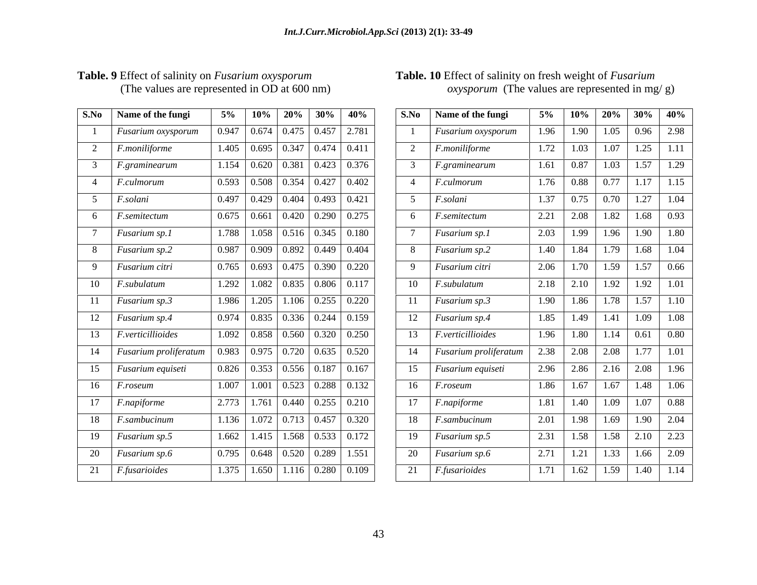**Table. 9** Effect of salinity on *Fusarium oxysporum* (The values are represented in OD at 600 nm)

| S.No | Name of the fungi | 5% | 10% | 20% | 30% | 40% |
|---|---|---|---|---|---|---|
| 1 | *Fusarium oxysporum* | 0.947 | 0.674 | 0.475 | 0.457 | 2.781 |
| 2 | *F.moniliforme* | 1.405 | 0.695 | 0.347 | 0.474 | 0.411 |
| 3 | *F.graminearum* | 1.154 | 0.620 | 0.381 | 0.423 | 0.376 |
| 4 | *F.culmorum* | 0.593 | 0.508 | 0.354 | 0.427 | 0.402 |
| 5 | *F.solani* | 0.497 | 0.429 | 0.404 | 0.493 | 0.421 |
| 6 | *F.semitectum* | 0.675 | 0.661 | 0.420 | 0.290 | 0.275 |
| 7 | *Fusarium sp.1* | 1.788 | 1.058 | 0.516 | 0.345 | 0.180 |
| 8 | *Fusarium sp.2* | 0.987 | 0.909 | 0.892 | 0.449 | 0.404 |
| 9 | *Fusarium citri* | 0.765 | 0.693 | 0.475 | 0.390 | 0.220 |
| 10 | *F.subulatum* | 1.292 | 1.082 | 0.835 | 0.806 | 0.117 |
| 11 | *Fusarium sp.3* | 1.986 | 1.205 | 1.106 | 0.255 | 0.220 |
| 12 | *Fusarium sp.4* | 0.974 | 0.835 | 0.336 | 0.244 | 0.159 |
| 13 | *F.verticillioides* | 1.092 | 0.858 | 0.560 | 0.320 | 0.250 |
| 14 | *Fusarium proliferatum* | 0.983 | 0.975 | 0.720 | 0.635 | 0.520 |
| 15 | *Fusarium equiseti* | 0.826 | 0.353 | 0.556 | 0.187 | 0.167 |
| 16 | *F.roseum* | 1.007 | 1.001 | 0.523 | 0.288 | 0.132 |
| 17 | *F.napiforme* | 2.773 | 1.761 | 0.440 | 0.255 | 0.210 |
| 18 | *F.sambucinum* | 1.136 | 1.072 | 0.713 | 0.457 | 0.320 |
| 19 | *Fusarium sp.5* | 1.662 | 1.415 | 1.568 | 0.533 | 0.172 |
| 20 | *Fusarium sp.6* | 0.795 | 0.648 | 0.520 | 0.289 | 1.551 |
| 21 | *F.fusarioides* | 1.375 | 1.650 | 1.116 | 0.280 | 0.109 |

**Table. 10** Effect of salinity on fresh weight of *Fusarium oxysporum* (The values are represented in mg/ g)

| S.No | Name of the fungi | 5% | 10% | 20% | 30% | 40% |
|---|---|---|---|---|---|---|
| 1 | *Fusarium oxysporum* | 1.96 | 1.90 | 1.05 | 0.96 | 2.98 |
| 2 | *F.moniliforme* | 1.72 | 1.03 | 1.07 | 1.25 | 1.11 |
| 3 | *F.graminearum* | 1.61 | 0.87 | 1.03 | 1.57 | 1.29 |
| 4 | *F.culmorum* | 1.76 | 0.88 | 0.77 | 1.17 | 1.15 |
| 5 | *F.solani* | 1.37 | 0.75 | 0.70 | 1.27 | 1.04 |
| 6 | *F.semitectum* | 2.21 | 2.08 | 1.82 | 1.68 | 0.93 |
| 7 | *Fusarium sp.1* | 2.03 | 1.99 | 1.96 | 1.90 | 1.80 |
| 8 | *Fusarium sp.2* | 1.40 | 1.84 | 1.79 | 1.68 | 1.04 |
| 9 | *Fusarium citri* | 2.06 | 1.70 | 1.59 | 1.57 | 0.66 |
| 10 | *F.subulatum* | 2.18 | 2.10 | 1.92 | 1.92 | 1.01 |
| 11 | *Fusarium sp.3* | 1.90 | 1.86 | 1.78 | 1.57 | 1.10 |
| 12 | *Fusarium sp.4* | 1.85 | 1.49 | 1.41 | 1.09 | 1.08 |
| 13 | *F.verticillioides* | 1.96 | 1.80 | 1.14 | 0.61 | 0.80 |
| 14 | *Fusarium proliferatum* | 2.38 | 2.08 | 2.08 | 1.77 | 1.01 |
| 15 | *Fusarium equiseti* | 2.96 | 2.86 | 2.16 | 2.08 | 1.96 |
| 16 | *F.roseum* | 1.86 | 1.67 | 1.67 | 1.48 | 1.06 |
| 17 | *F.napiforme* | 1.81 | 1.40 | 1.09 | 1.07 | 0.88 |
| 18 | *F.sambucinum* | 2.01 | 1.98 | 1.69 | 1.90 | 2.04 |
| 19 | *Fusarium sp.5* | 2.31 | 1.58 | 1.58 | 2.10 | 2.23 |
| 20 | *Fusarium sp.6* | 2.71 | 1.21 | 1.33 | 1.66 | 2.09 |
| 21 | *F.fusarioides* | 1.71 | 1.62 | 1.59 | 1.40 | 1.14 |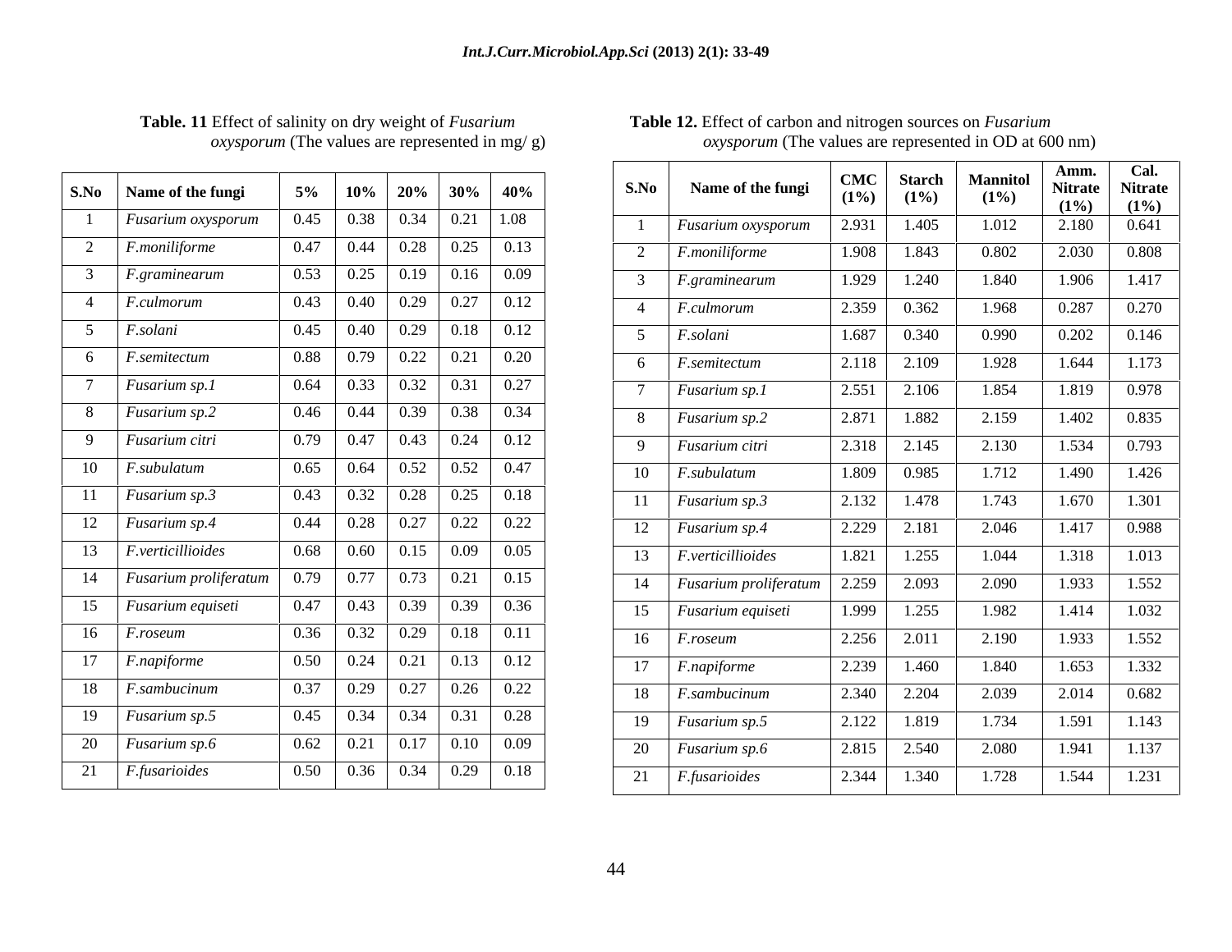**Table. 11** Effect of salinity on dry weight of *Fusarium oxysporum* (The values are represented in mg/ g)

| S.No | Name of the fungi | 5% | 10% | 20% | 30% | 40% |
|---|---|---|---|---|---|---|
| 1 | *Fusarium oxysporum* | 0.45 | 0.38 | 0.34 | 0.21 | 1.08 |
| 2 | *F.moniliforme* | 0.47 | 0.44 | 0.28 | 0.25 | 0.13 |
| 3 | *F.graminearum* | 0.53 | 0.25 | 0.19 | 0.16 | 0.09 |
| 4 | *F.culmorum* | 0.43 | 0.40 | 0.29 | 0.27 | 0.12 |
| 5 | *F.solani* | 0.45 | 0.40 | 0.29 | 0.18 | 0.12 |
| 6 | *F.semitectum* | 0.88 | 0.79 | 0.22 | 0.21 | 0.20 |
| 7 | *Fusarium sp.1* | 0.64 | 0.33 | 0.32 | 0.31 | 0.27 |
| 8 | *Fusarium sp.2* | 0.46 | 0.44 | 0.39 | 0.38 | 0.34 |
| 9 | *Fusarium citri* | 0.79 | 0.47 | 0.43 | 0.24 | 0.12 |
| 10 | *F.subulatum* | 0.65 | 0.64 | 0.52 | 0.52 | 0.47 |
| 11 | *Fusarium sp.3* | 0.43 | 0.32 | 0.28 | 0.25 | 0.18 |
| 12 | *Fusarium sp.4* | 0.44 | 0.28 | 0.27 | 0.22 | 0.22 |
| 13 | *F.verticillioides* | 0.68 | 0.60 | 0.15 | 0.09 | 0.05 |
| 14 | *Fusarium proliferatum* | 0.79 | 0.77 | 0.73 | 0.21 | 0.15 |
| 15 | *Fusarium equiseti* | 0.47 | 0.43 | 0.39 | 0.39 | 0.36 |
| 16 | *F.roseum* | 0.36 | 0.32 | 0.29 | 0.18 | 0.11 |
| 17 | *F.napiforme* | 0.50 | 0.24 | 0.21 | 0.13 | 0.12 |
| 18 | *F.sambucinum* | 0.37 | 0.29 | 0.27 | 0.26 | 0.22 |
| 19 | *Fusarium sp.5* | 0.45 | 0.34 | 0.34 | 0.31 | 0.28 |
| 20 | *Fusarium sp.6* | 0.62 | 0.21 | 0.17 | 0.10 | 0.09 |
| 21 | *F.fusarioides* | 0.50 | 0.36 | 0.34 | 0.29 | 0.18 |

**Table 12.** Effect of carbon and nitrogen sources on *Fusarium oxysporum* (The values are represented in OD at 600 nm)

| S.No | Name of the fungi | CMC (1%) | Starch (1%) | Mannitol (1%) | Amm. Nitrate (1%) | Cal. Nitrate (1%) |
|---|---|---|---|---|---|---|
| 1 | *Fusarium oxysporum* | 2.931 | 1.405 | 1.012 | 2.180 | 0.641 |
| 2 | *F.moniliforme* | 1.908 | 1.843 | 0.802 | 2.030 | 0.808 |
| 3 | *F.graminearum* | 1.929 | 1.240 | 1.840 | 1.906 | 1.417 |
| 4 | *F.culmorum* | 2.359 | 0.362 | 1.968 | 0.287 | 0.270 |
| 5 | *F.solani* | 1.687 | 0.340 | 0.990 | 0.202 | 0.146 |
| 6 | *F.semitectum* | 2.118 | 2.109 | 1.928 | 1.644 | 1.173 |
| 7 | *Fusarium sp.1* | 2.551 | 2.106 | 1.854 | 1.819 | 0.978 |
| 8 | *Fusarium sp.2* | 2.871 | 1.882 | 2.159 | 1.402 | 0.835 |
| 9 | *Fusarium citri* | 2.318 | 2.145 | 2.130 | 1.534 | 0.793 |
| 10 | *F.subulatum* | 1.809 | 0.985 | 1.712 | 1.490 | 1.426 |
| 11 | *Fusarium sp.3* | 2.132 | 1.478 | 1.743 | 1.670 | 1.301 |
| 12 | *Fusarium sp.4* | 2.229 | 2.181 | 2.046 | 1.417 | 0.988 |
| 13 | *F.verticillioides* | 1.821 | 1.255 | 1.044 | 1.318 | 1.013 |
| 14 | *Fusarium proliferatum* | 2.259 | 2.093 | 2.090 | 1.933 | 1.552 |
| 15 | *Fusarium equiseti* | 1.999 | 1.255 | 1.982 | 1.414 | 1.032 |
| 16 | *F.roseum* | 2.256 | 2.011 | 2.190 | 1.933 | 1.552 |
| 17 | *F.napiforme* | 2.239 | 1.460 | 1.840 | 1.653 | 1.332 |
| 18 | *F.sambucinum* | 2.340 | 2.204 | 2.039 | 2.014 | 0.682 |
| 19 | *Fusarium sp.5* | 2.122 | 1.819 | 1.734 | 1.591 | 1.143 |
| 20 | *Fusarium sp.6* | 2.815 | 2.540 | 2.080 | 1.941 | 1.137 |
| 21 | *F.fusarioides* | 2.344 | 1.340 | 1.728 | 1.544 | 1.231 |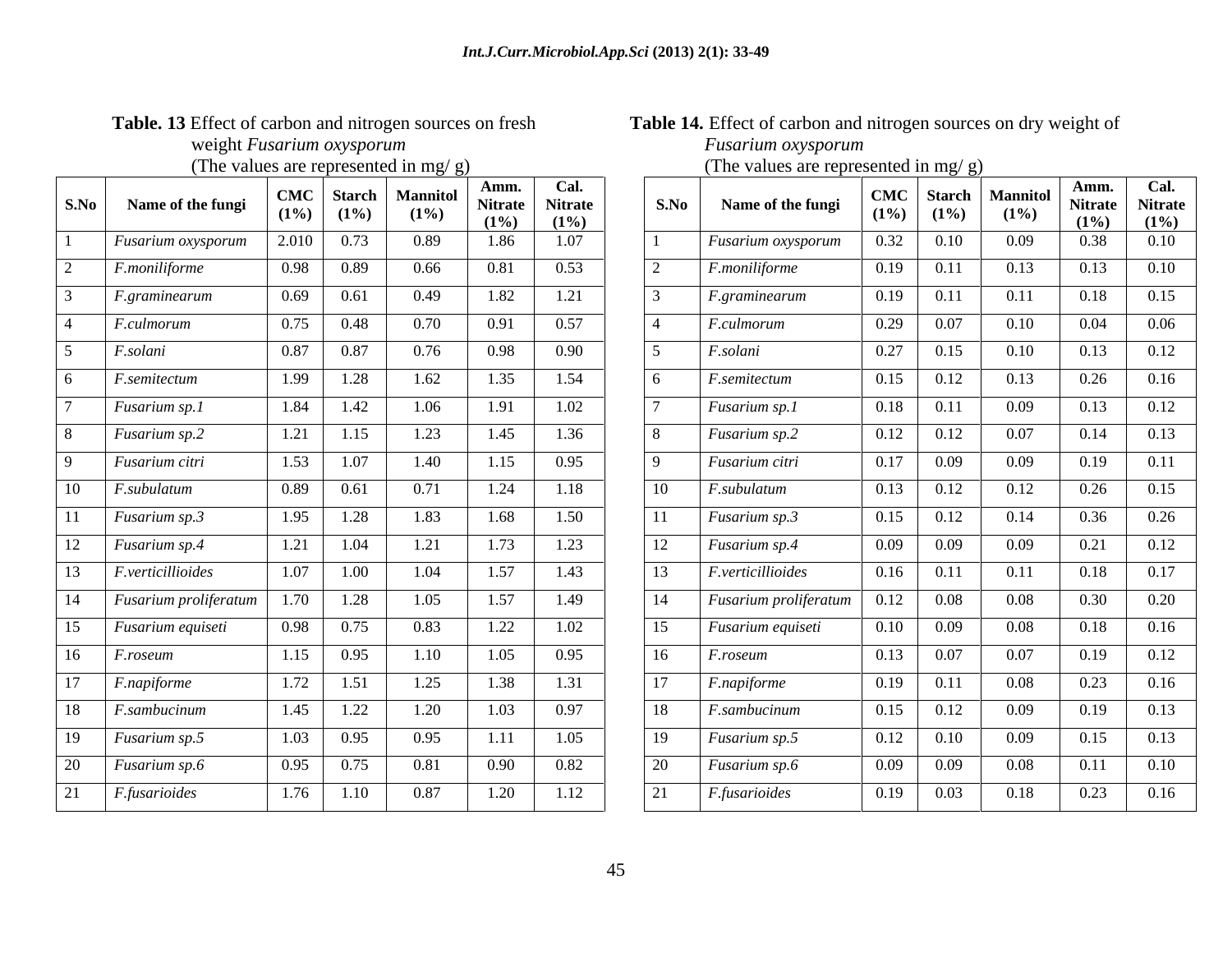**Table. 13** Effect of carbon and nitrogen sources on fresh weight *Fusarium oxysporum*
(The values are represented in mg/ g)

| S.No | Name of the fungi | CMC (1%) | Starch (1%) | Mannitol (1%) | Amm. Nitrate (1%) | Cal. Nitrate (1%) |
|---|---|---|---|---|---|---|
| 1 | *Fusarium oxysporum* | 2.010 | 0.73 | 0.89 | 1.86 | 1.07 |
| 2 | *F.moniliforme* | 0.98 | 0.89 | 0.66 | 0.81 | 0.53 |
| 3 | *F.graminearum* | 0.69 | 0.61 | 0.49 | 1.82 | 1.21 |
| 4 | *F.culmorum* | 0.75 | 0.48 | 0.70 | 0.91 | 0.57 |
| 5 | *F.solani* | 0.87 | 0.87 | 0.76 | 0.98 | 0.90 |
| 6 | *F.semitectum* | 1.99 | 1.28 | 1.62 | 1.35 | 1.54 |
| 7 | *Fusarium sp.1* | 1.84 | 1.42 | 1.06 | 1.91 | 1.02 |
| 8 | *Fusarium sp.2* | 1.21 | 1.15 | 1.23 | 1.45 | 1.36 |
| 9 | *Fusarium citri* | 1.53 | 1.07 | 1.40 | 1.15 | 0.95 |
| 10 | *F.subulatum* | 0.89 | 0.61 | 0.71 | 1.24 | 1.18 |
| 11 | *Fusarium sp.3* | 1.95 | 1.28 | 1.83 | 1.68 | 1.50 |
| 12 | *Fusarium sp.4* | 1.21 | 1.04 | 1.21 | 1.73 | 1.23 |
| 13 | *F.verticillioides* | 1.07 | 1.00 | 1.04 | 1.57 | 1.43 |
| 14 | *Fusarium proliferatum* | 1.70 | 1.28 | 1.05 | 1.57 | 1.49 |
| 15 | *Fusarium equiseti* | 0.98 | 0.75 | 0.83 | 1.22 | 1.02 |
| 16 | *F.roseum* | 1.15 | 0.95 | 1.10 | 1.05 | 0.95 |
| 17 | *F.napiforme* | 1.72 | 1.51 | 1.25 | 1.38 | 1.31 |
| 18 | *F.sambucinum* | 1.45 | 1.22 | 1.20 | 1.03 | 0.97 |
| 19 | *Fusarium sp.5* | 1.03 | 0.95 | 0.95 | 1.11 | 1.05 |
| 20 | *Fusarium sp.6* | 0.95 | 0.75 | 0.81 | 0.90 | 0.82 |
| 21 | *F.fusarioides* | 1.76 | 1.10 | 0.87 | 1.20 | 1.12 |

**Table 14.** Effect of carbon and nitrogen sources on dry weight of *Fusarium oxysporum*
(The values are represented in mg/ g)

| S.No | Name of the fungi | CMC (1%) | Starch (1%) | Mannitol (1%) | Amm. Nitrate (1%) | Cal. Nitrate (1%) |
|---|---|---|---|---|---|---|
| 1 | *Fusarium oxysporum* | 0.32 | 0.10 | 0.09 | 0.38 | 0.10 |
| 2 | *F.moniliforme* | 0.19 | 0.11 | 0.13 | 0.13 | 0.10 |
| 3 | *F.graminearum* | 0.19 | 0.11 | 0.11 | 0.18 | 0.15 |
| 4 | *F.culmorum* | 0.29 | 0.07 | 0.10 | 0.04 | 0.06 |
| 5 | *F.solani* | 0.27 | 0.15 | 0.10 | 0.13 | 0.12 |
| 6 | *F.semitectum* | 0.15 | 0.12 | 0.13 | 0.26 | 0.16 |
| 7 | *Fusarium sp.1* | 0.18 | 0.11 | 0.09 | 0.13 | 0.12 |
| 8 | *Fusarium sp.2* | 0.12 | 0.12 | 0.07 | 0.14 | 0.13 |
| 9 | *Fusarium citri* | 0.17 | 0.09 | 0.09 | 0.19 | 0.11 |
| 10 | *F.subulatum* | 0.13 | 0.12 | 0.12 | 0.26 | 0.15 |
| 11 | *Fusarium sp.3* | 0.15 | 0.12 | 0.14 | 0.36 | 0.26 |
| 12 | *Fusarium sp.4* | 0.09 | 0.09 | 0.09 | 0.21 | 0.12 |
| 13 | *F.verticillioides* | 0.16 | 0.11 | 0.11 | 0.18 | 0.17 |
| 14 | *Fusarium proliferatum* | 0.12 | 0.08 | 0.08 | 0.30 | 0.20 |
| 15 | *Fusarium equiseti* | 0.10 | 0.09 | 0.08 | 0.18 | 0.16 |
| 16 | *F.roseum* | 0.13 | 0.07 | 0.07 | 0.19 | 0.12 |
| 17 | *F.napiforme* | 0.19 | 0.11 | 0.08 | 0.23 | 0.16 |
| 18 | *F.sambucinum* | 0.15 | 0.12 | 0.09 | 0.19 | 0.13 |
| 19 | *Fusarium sp.5* | 0.12 | 0.10 | 0.09 | 0.15 | 0.13 |
| 20 | *Fusarium sp.6* | 0.09 | 0.09 | 0.08 | 0.11 | 0.10 |
| 21 | *F.fusarioides* | 0.19 | 0.03 | 0.18 | 0.23 | 0.16 |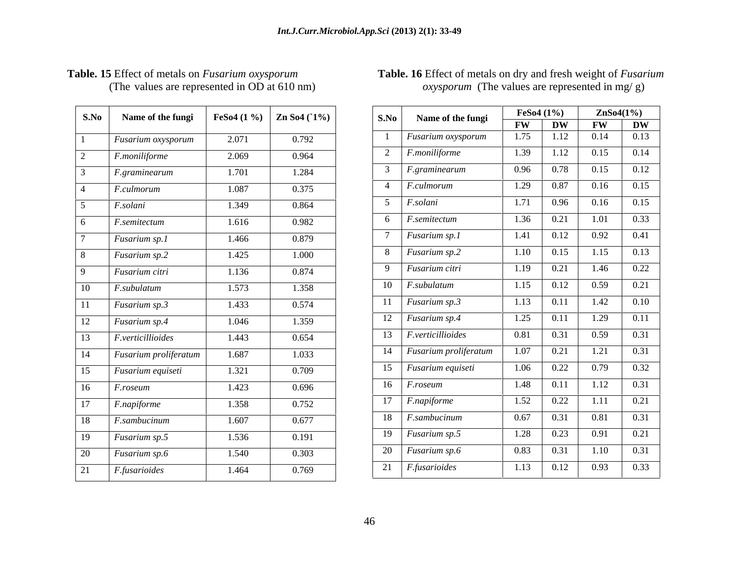**Table. 15** Effect of metals on *Fusarium oxysporum* (The values are represented in OD at 610 nm)

| S.No | Name of the fungi | FeSo4 (1 %) | Zn So4 (`1%) |
|---|---|---|---|
| 1 | *Fusarium oxysporum* | 2.071 | 0.792 |
| 2 | *F.moniliforme* | 2.069 | 0.964 |
| 3 | *F.graminearum* | 1.701 | 1.284 |
| 4 | *F.culmorum* | 1.087 | 0.375 |
| 5 | *F.solani* | 1.349 | 0.864 |
| 6 | *F.semitectum* | 1.616 | 0.982 |
| 7 | *Fusarium sp.1* | 1.466 | 0.879 |
| 8 | *Fusarium sp.2* | 1.425 | 1.000 |
| 9 | *Fusarium citri* | 1.136 | 0.874 |
| 10 | *F.subulatum* | 1.573 | 1.358 |
| 11 | *Fusarium sp.3* | 1.433 | 0.574 |
| 12 | *Fusarium sp.4* | 1.046 | 1.359 |
| 13 | *F.verticillioides* | 1.443 | 0.654 |
| 14 | *Fusarium proliferatum* | 1.687 | 1.033 |
| 15 | *Fusarium equiseti* | 1.321 | 0.709 |
| 16 | *F.roseum* | 1.423 | 0.696 |
| 17 | *F.napiforme* | 1.358 | 0.752 |
| 18 | *F.sambucinum* | 1.607 | 0.677 |
| 19 | *Fusarium sp.5* | 1.536 | 0.191 |
| 20 | *Fusarium sp.6* | 1.540 | 0.303 |
| 21 | *F.fusarioides* | 1.464 | 0.769 |

**Table. 16** Effect of metals on dry and fresh weight of *Fusarium oxysporum* (The values are represented in mg/ g)

| S.No | Name of the fungi | FeSo4 (1%) | | ZnSo4(1%) | |
|---|---|---|---|---|---|
| | | FW | DW | FW | DW |
| 1 | *Fusarium oxysporum* | 1.75 | 1.12 | 0.14 | 0.13 |
| 2 | *F.moniliforme* | 1.39 | 1.12 | 0.15 | 0.14 |
| 3 | *F.graminearum* | 0.96 | 0.78 | 0.15 | 0.12 |
| 4 | *F.culmorum* | 1.29 | 0.87 | 0.16 | 0.15 |
| 5 | *F.solani* | 1.71 | 0.96 | 0.16 | 0.15 |
| 6 | *F.semitectum* | 1.36 | 0.21 | 1.01 | 0.33 |
| 7 | *Fusarium sp.1* | 1.41 | 0.12 | 0.92 | 0.41 |
| 8 | *Fusarium sp.2* | 1.10 | 0.15 | 1.15 | 0.13 |
| 9 | *Fusarium citri* | 1.19 | 0.21 | 1.46 | 0.22 |
| 10 | *F.subulatum* | 1.15 | 0.12 | 0.59 | 0.21 |
| 11 | *Fusarium sp.3* | 1.13 | 0.11 | 1.42 | 0.10 |
| 12 | *Fusarium sp.4* | 1.25 | 0.11 | 1.29 | 0.11 |
| 13 | *F.verticillioides* | 0.81 | 0.31 | 0.59 | 0.31 |
| 14 | *Fusarium proliferatum* | 1.07 | 0.21 | 1.21 | 0.31 |
| 15 | *Fusarium equiseti* | 1.06 | 0.22 | 0.79 | 0.32 |
| 16 | *F.roseum* | 1.48 | 0.11 | 1.12 | 0.31 |
| 17 | *F.napiforme* | 1.52 | 0.22 | 1.11 | 0.21 |
| 18 | *F.sambucinum* | 0.67 | 0.31 | 0.81 | 0.31 |
| 19 | *Fusarium sp.5* | 1.28 | 0.23 | 0.91 | 0.21 |
| 20 | *Fusarium sp.6* | 0.83 | 0.31 | 1.10 | 0.31 |
| 21 | *F.fusarioides* | 1.13 | 0.12 | 0.93 | 0.33 |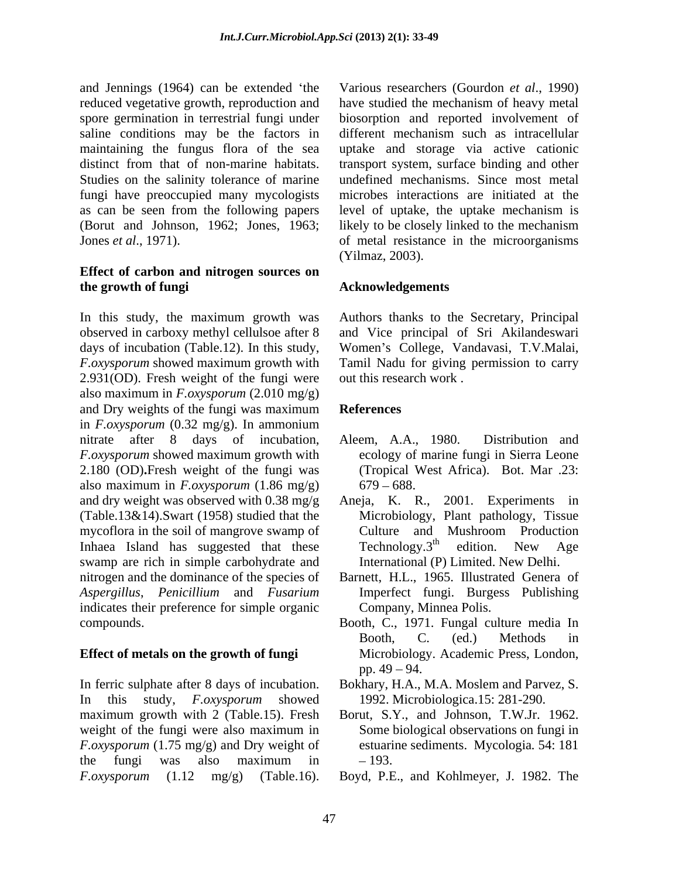and Jennings (1964) can be extended 'the reduced vegetative growth, reproduction and spore germination in terrestrial fungi under saline conditions may be the factors in maintaining the fungus flora of the sea distinct from that of non-marine habitats. Studies on the salinity tolerance of marine fungi have preoccupied many mycologists as can be seen from the following papers (Borut and Johnson, 1962; Jones, 1963; Jones *et al*., 1971).

### Effect of carbon and nitrogen sources on the growth of fungi

In this study, the maximum growth was observed in carboxy methyl cellulsoe after 8 days of incubation (Table.12). In this study, *F.oxysporum* showed maximum growth with 2.931(OD). Fresh weight of the fungi were also maximum in *F.oxysporum* (2.010 mg/g) and Dry weights of the fungi was maximum in *F.oxysporum* (0.32 mg/g). In ammonium nitrate after 8 days of incubation, *F.oxysporum* showed maximum growth with 2.180 (OD)**.**Fresh weight of the fungi was also maximum in *F.oxysporum* (1.86 mg/g) and dry weight was observed with 0.38 mg/g (Table.13&14).Swart (1958) studied that the mycoflora in the soil of mangrove swamp of Inhaea Island has suggested that these swamp are rich in simple carbohydrate and nitrogen and the dominance of the species of *Aspergillus*, *Penicillium* and *Fusarium* indicates their preference for simple organic compounds.

### Effect of metals on the growth of fungi

In ferric sulphate after 8 days of incubation. In this study, *F.oxysporum* showed maximum growth with 2 (Table.15). Fresh weight of the fungi were also maximum in *F.oxysporum* (1.75 mg/g) and Dry weight of the fungi was also maximum in *F.oxysporum* (1.12 mg/g) (Table.16). Various researchers (Gourdon *et al*., 1990) have studied the mechanism of heavy metal biosorption and reported involvement of different mechanism such as intracellular uptake and storage via active cationic transport system, surface binding and other undefined mechanisms. Since most metal microbes interactions are initiated at the level of uptake, the uptake mechanism is likely to be closely linked to the mechanism of metal resistance in the microorganisms (Yilmaz, 2003).

## Acknowledgements

Authors thanks to the Secretary, Principal and Vice principal of Sri Akilandeswari Women's College, Vandavasi, T.V.Malai, Tamil Nadu for giving permission to carry out this research work .

## References

- Aleem, A.A., 1980. Distribution and ecology of marine fungi in Sierra Leone (Tropical West Africa). Bot. Mar .23: 679 – 688.
- Aneja, K. R., 2001. Experiments in Microbiology, Plant pathology, Tissue Culture and Mushroom Production Technology.3rd edition. New Age International (P) Limited. New Delhi.
- Barnett, H.L., 1965. Illustrated Genera of Imperfect fungi. Burgess Publishing Company, Minnea Polis.
- Booth, C., 1971. Fungal culture media In Booth, C. (ed.) Methods in Microbiology. Academic Press, London, pp. 49 – 94.
- Bokhary, H.A., M.A. Moslem and Parvez, S. 1992. Microbiologica.15: 281-290.
- Borut, S.Y., and Johnson, T.W.Jr. 1962. Some biological observations on fungi in estuarine sediments. Mycologia*.* 54: 181 – 193.
- Boyd, P.E., and Kohlmeyer, J. 1982. The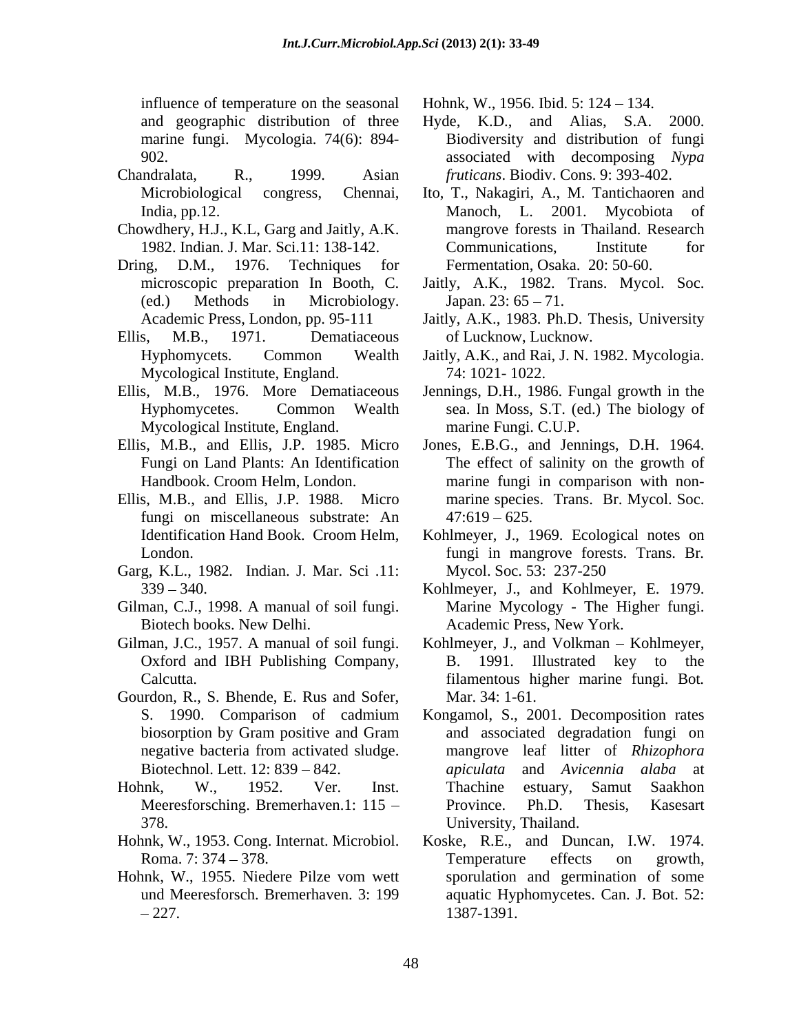influence of temperature on the seasonal and geographic distribution of three marine fungi. Mycologia. 74(6): 894-902.

Chandralata, R., 1999. Asian Microbiological congress, Chennai, India, pp.12.

Chowdhery, H.J., K.L, Garg and Jaitly, A.K. 1982. Indian. J. Mar. Sci.11: 138-142.

Dring, D.M., 1976. Techniques for microscopic preparation In Booth, C. (ed.) Methods in Microbiology. Academic Press, London, pp. 95-111

Ellis, M.B., 1971. Dematiaceous Hyphomycets. Common Wealth Mycological Institute, England.

Ellis, M.B., 1976. More Dematiaceous Hyphomycetes. Common Wealth Mycological Institute, England.

Ellis, M.B., and Ellis, J.P. 1985. Micro Fungi on Land Plants: An Identification Handbook. Croom Helm, London.

Ellis, M.B., and Ellis, J.P. 1988. Micro fungi on miscellaneous substrate: An Identification Hand Book. Croom Helm, London.

Garg, K.L., 1982. Indian. J. Mar. Sci .11: 339 – 340.

Gilman, C.J., 1998. A manual of soil fungi. Biotech books. New Delhi.

Gilman, J.C., 1957. A manual of soil fungi. Oxford and IBH Publishing Company, Calcutta.

Gourdon, R., S. Bhende, E. Rus and Sofer, S. 1990. Comparison of cadmium biosorption by Gram positive and Gram negative bacteria from activated sludge. Biotechnol. Lett. 12: 839 – 842.

Hohnk, W., 1952. Ver. Inst. Meeresforsching. Bremerhaven.1: 115 – 378.

Hohnk, W., 1953. Cong. Internat. Microbiol. Roma. 7: 374 – 378.

Hohnk, W., 1955. Niedere Pilze vom wett und Meeresforsch. Bremerhaven. 3: 199 – 227.

Hohnk, W., 1956. Ibid. 5: 124 – 134.

Hyde, K.D., and Alias, S.A. 2000. Biodiversity and distribution of fungi associated with decomposing *Nypa fruticans*. Biodiv. Cons. 9: 393-402.

Ito, T., Nakagiri, A., M. Tantichaoren and Manoch, L. 2001. Mycobiota of mangrove forests in Thailand. Research Communications, Institute for Fermentation, Osaka. 20: 50-60.

Jaitly, A.K., 1982. Trans. Mycol. Soc. Japan. 23: 65 – 71.

Jaitly, A.K., 1983. Ph.D. Thesis, University of Lucknow, Lucknow.

Jaitly, A.K., and Rai, J. N. 1982. Mycologia. 74: 1021- 1022.

Jennings, D.H., 1986. Fungal growth in the sea. In Moss, S.T. (ed.) The biology of marine Fungi. C.U.P.

Jones, E.B.G., and Jennings, D.H. 1964. The effect of salinity on the growth of marine fungi in comparison with non-marine species. Trans. Br. Mycol. Soc. 47:619 – 625.

Kohlmeyer, J., 1969. Ecological notes on fungi in mangrove forests. Trans. Br. Mycol. Soc. 53: 237-250

Kohlmeyer, J., and Kohlmeyer, E. 1979. Marine Mycology - The Higher fungi. Academic Press, New York.

Kohlmeyer, J., and Volkman – Kohlmeyer, B. 1991. Illustrated key to the filamentous higher marine fungi. Bot. Mar. 34: 1-61.

Kongamol, S., 2001. Decomposition rates and associated degradation fungi on mangrove leaf litter of *Rhizophora apiculata* and *Avicennia alaba* at Thachine estuary, Samut Saakhon Province. Ph.D. Thesis, Kasesart University, Thailand.

Koske, R.E., and Duncan, I.W. 1974. Temperature effects on growth, sporulation and germination of some aquatic Hyphomycetes. Can. J. Bot. 52: 1387-1391.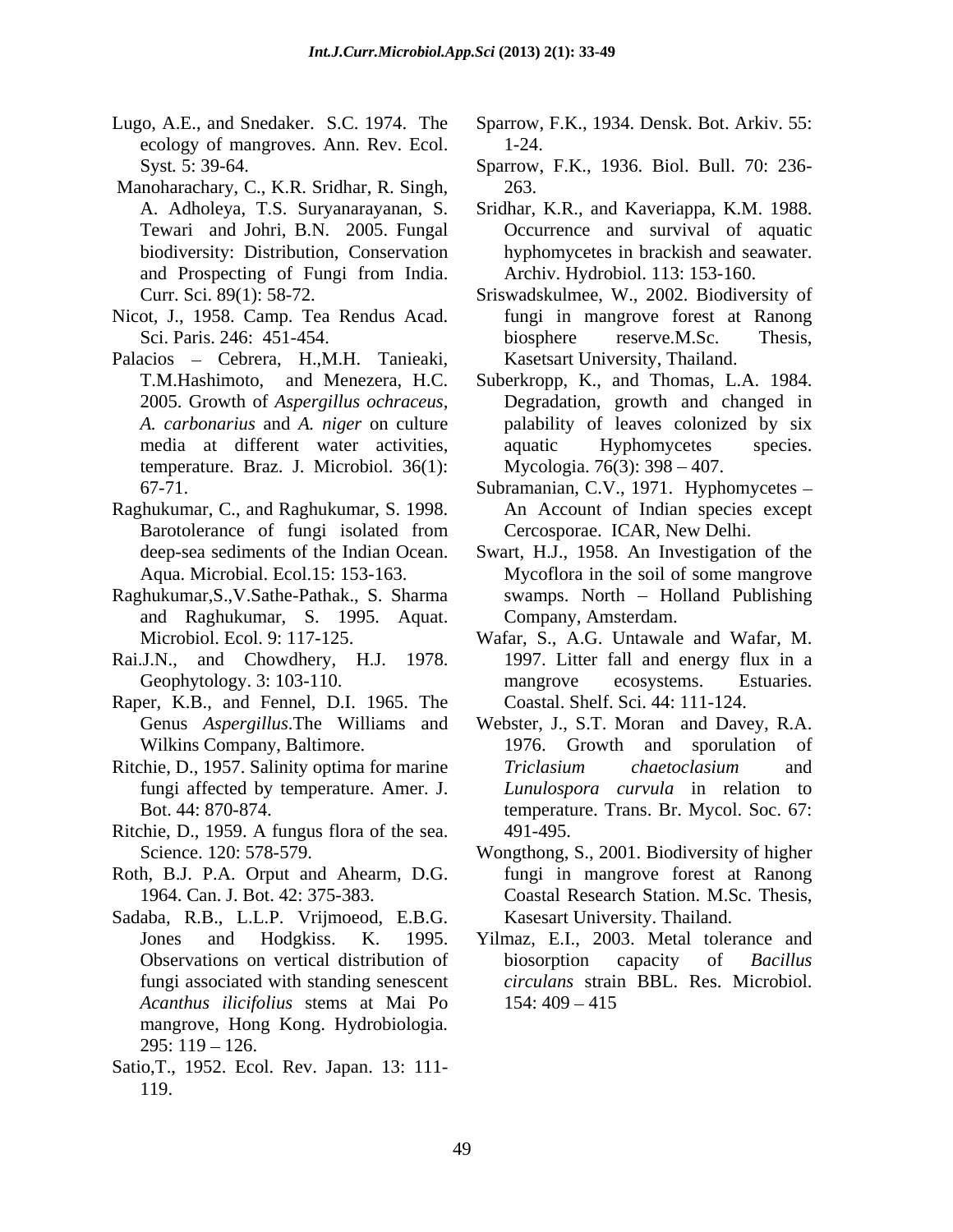Lugo, A.E., and Snedaker. S.C. 1974. The ecology of mangroves. Ann. Rev. Ecol. Syst. 5: 39-64.

Manoharachary, C., K.R. Sridhar, R. Singh, A. Adholeya, T.S. Suryanarayanan, S. Tewari and Johri, B.N. 2005. Fungal biodiversity: Distribution, Conservation and Prospecting of Fungi from India. Curr. Sci. 89(1): 58-72.

Nicot, J., 1958. Camp. Tea Rendus Acad. Sci. Paris. 246: 451-454.

Palacios – Cebrera, H.,M.H. Tanieaki, T.M.Hashimoto, and Menezera, H.C. 2005. Growth of *Aspergillus ochraceus*, *A. carbonarius* and *A. niger* on culture media at different water activities, temperature. Braz. J. Microbiol. 36(1): 67-71.

Raghukumar, C., and Raghukumar, S. 1998. Barotolerance of fungi isolated from deep-sea sediments of the Indian Ocean. Aqua. Microbial. Ecol.15: 153-163.

Raghukumar,S.,V.Sathe-Pathak., S. Sharma and Raghukumar, S. 1995. Aquat. Microbiol. Ecol. 9: 117-125.

Rai.J.N., and Chowdhery, H.J. 1978. Geophytology. 3: 103-110.

Raper, K.B., and Fennel, D.I. 1965. The Genus *Aspergillus*.The Williams and Wilkins Company, Baltimore.

Ritchie, D., 1957. Salinity optima for marine fungi affected by temperature. Amer. J. Bot. 44: 870-874.

Ritchie, D., 1959. A fungus flora of the sea. Science. 120: 578-579.

Roth, B.J. P.A. Orput and Ahearm, D.G. 1964. Can. J. Bot. 42: 375-383.

Sadaba, R.B., L.L.P. Vrijmoed, E.B.G. Jones and Hodgkiss. K. 1995. Observations on vertical distribution of fungi associated with standing senescent *Acanthus ilicifolius* stems at Mai Po mangrove, Hong Kong. Hydrobiologia. 295: 119 – 126.

Satio,T., 1952. Ecol. Rev. Japan. 13: 111-119.

Sparrow, F.K., 1934. Densk. Bot. Arkiv. 55: 1-24.

Sparrow, F.K., 1936. Biol. Bull. 70: 236-263.

Sridhar, K.R., and Kaveriappa, K.M. 1988. Occurrence and survival of aquatic hyphomycetes in brackish and seawater. Archiv. Hydrobiol. 113: 153-160.

Sriswadskulmee, W., 2002. Biodiversity of fungi in mangrove forest at Ranong biosphere reserve.M.Sc. Thesis, Kasetsart University, Thailand.

Suberkropp, K., and Thomas, L.A. 1984. Degradation, growth and changed in palability of leaves colonized by six aquatic Hyphomycetes species. Mycologia. 76(3): 398 – 407.

Subramanian, C.V., 1971. Hyphomycetes – An Account of Indian species except Cercosporae. ICAR, New Delhi.

Swart, H.J., 1958. An Investigation of the Mycoflora in the soil of some mangrove swamps. North – Holland Publishing Company, Amsterdam.

Wafar, S., A.G. Untawale and Wafar, M. 1997. Litter fall and energy flux in a mangrove ecosystems. Estuaries. Coastal. Shelf. Sci. 44: 111-124.

Webster, J., S.T. Moran and Davey, R.A. 1976. Growth and sporulation of *Triclasium chaetoclasium* and *Lunulospora curvula* in relation to temperature. Trans. Br. Mycol. Soc. 67: 491-495.

Wongthong, S., 2001. Biodiversity of higher fungi in mangrove forest at Ranong Coastal Research Station. M.Sc. Thesis, Kasesart University. Thailand.

Yilmaz, E.I., 2003. Metal tolerance and biosorption capacity of *Bacillus circulans* strain BBL. Res. Microbiol. 154: 409 – 415